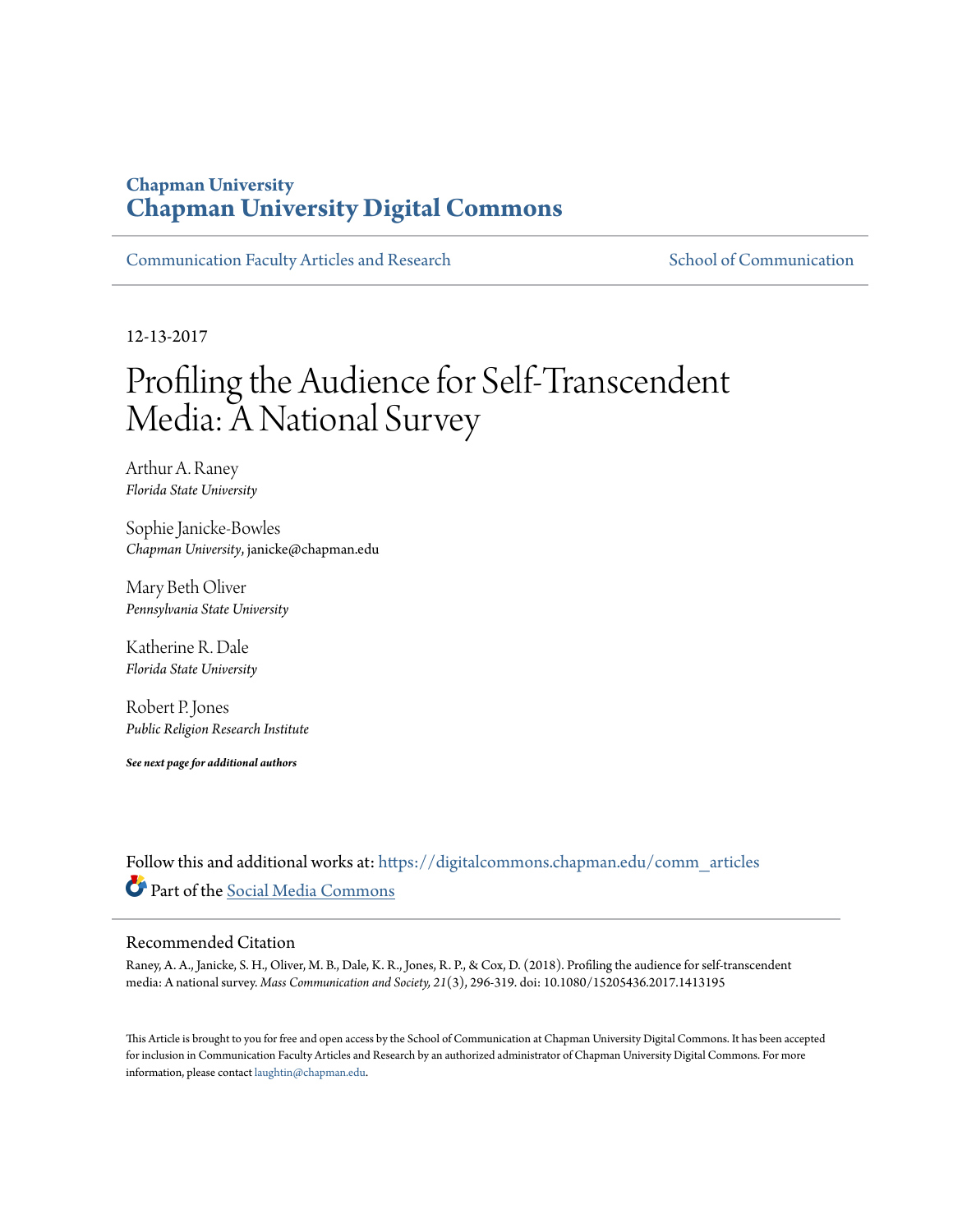Chapman University

# Chapman University Digital Commons

Communication Faculty Articles and Research | School of Communication

12-13-2017

# Profiling the Audience for Self-Transcendent Media: A National Survey

Arthur A. Raney
*Florida State University*

Sophie Janicke-Bowles
*Chapman University*, janicke@chapman.edu

Mary Beth Oliver
*Pennsylvania State University*

Katherine R. Dale
*Florida State University*

Robert P. Jones
*Public Religion Research Institute*

***See next page for additional authors***

Follow this and additional works at: https://digitalcommons.chapman.edu/comm_articles

Part of the Social Media Commons

## Recommended Citation

Raney, A. A., Janicke, S. H., Oliver, M. B., Dale, K. R., Jones, R. P., & Cox, D. (2018). Profiling the audience for self-transcendent media: A national survey. *Mass Communication and Society, 21*(3), 296-319. doi: 10.1080/15205436.2017.1413195

This Article is brought to you for free and open access by the School of Communication at Chapman University Digital Commons. It has been accepted for inclusion in Communication Faculty Articles and Research by an authorized administrator of Chapman University Digital Commons. For more information, please contact laughtin@chapman.edu.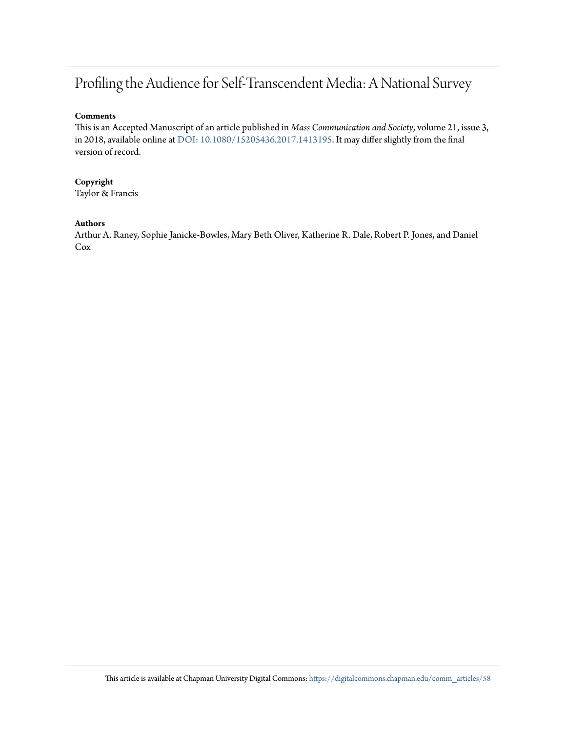# Profiling the Audience for Self-Transcendent Media: A National Survey

**Comments**

This is an Accepted Manuscript of an article published in *Mass Communication and Society*, volume 21, issue 3, in 2018, available online at DOI: 10.1080/15205436.2017.1413195. It may differ slightly from the final version of record.

**Copyright**

Taylor & Francis

**Authors**

Arthur A. Raney, Sophie Janicke-Bowles, Mary Beth Oliver, Katherine R. Dale, Robert P. Jones, and Daniel Cox

This article is available at Chapman University Digital Commons: https://digitalcommons.chapman.edu/comm_articles/58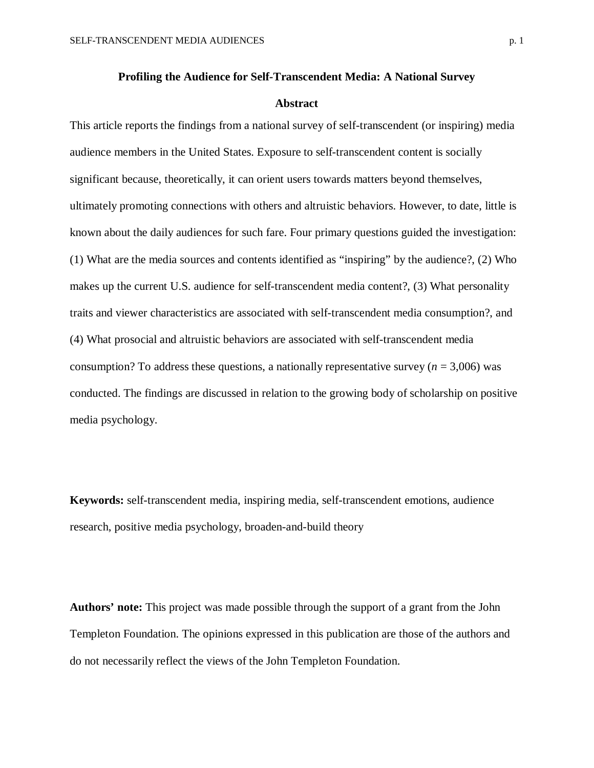# Profiling the Audience for Self-Transcendent Media: A National Survey

## Abstract

This article reports the findings from a national survey of self-transcendent (or inspiring) media audience members in the United States. Exposure to self-transcendent content is socially significant because, theoretically, it can orient users towards matters beyond themselves, ultimately promoting connections with others and altruistic behaviors. However, to date, little is known about the daily audiences for such fare. Four primary questions guided the investigation: (1) What are the media sources and contents identified as "inspiring" by the audience?, (2) Who makes up the current U.S. audience for self-transcendent media content?, (3) What personality traits and viewer characteristics are associated with self-transcendent media consumption?, and (4) What prosocial and altruistic behaviors are associated with self-transcendent media consumption? To address these questions, a nationally representative survey ($n$ = 3,006) was conducted. The findings are discussed in relation to the growing body of scholarship on positive media psychology.

**Keywords:** self-transcendent media, inspiring media, self-transcendent emotions, audience research, positive media psychology, broaden-and-build theory

**Authors' note:** This project was made possible through the support of a grant from the John Templeton Foundation. The opinions expressed in this publication are those of the authors and do not necessarily reflect the views of the John Templeton Foundation.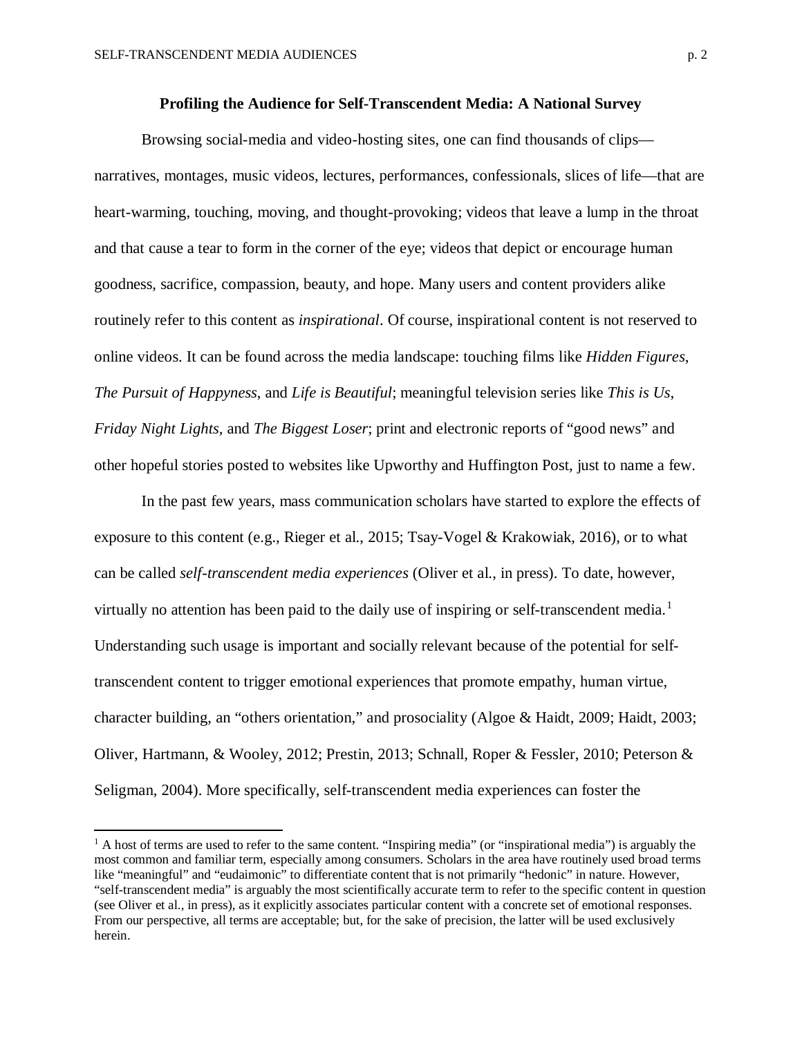**Profiling the Audience for Self-Transcendent Media: A National Survey**

Browsing social-media and video-hosting sites, one can find thousands of clips—narratives, montages, music videos, lectures, performances, confessionals, slices of life—that are heart-warming, touching, moving, and thought-provoking; videos that leave a lump in the throat and that cause a tear to form in the corner of the eye; videos that depict or encourage human goodness, sacrifice, compassion, beauty, and hope. Many users and content providers alike routinely refer to this content as *inspirational*. Of course, inspirational content is not reserved to online videos. It can be found across the media landscape: touching films like *Hidden Figures*, *The Pursuit of Happyness*, and *Life is Beautiful*; meaningful television series like *This is Us*, *Friday Night Lights,* and *The Biggest Loser*; print and electronic reports of "good news" and other hopeful stories posted to websites like Upworthy and Huffington Post, just to name a few.

In the past few years, mass communication scholars have started to explore the effects of exposure to this content (e.g., Rieger et al., 2015; Tsay-Vogel & Krakowiak, 2016), or to what can be called *self-transcendent media experiences* (Oliver et al., in press). To date, however, virtually no attention has been paid to the daily use of inspiring or self-transcendent media.[1] Understanding such usage is important and socially relevant because of the potential for self-transcendent content to trigger emotional experiences that promote empathy, human virtue, character building, an "others orientation," and prosociality (Algoe & Haidt, 2009; Haidt, 2003; Oliver, Hartmann, & Wooley, 2012; Prestin, 2013; Schnall, Roper & Fessler, 2010; Peterson & Seligman, 2004). More specifically, self-transcendent media experiences can foster the

[1] A host of terms are used to refer to the same content. "Inspiring media" (or "inspirational media") is arguably the most common and familiar term, especially among consumers. Scholars in the area have routinely used broad terms like "meaningful" and "eudaimonic" to differentiate content that is not primarily "hedonic" in nature. However, "self-transcendent media" is arguably the most scientifically accurate term to refer to the specific content in question (see Oliver et al., in press), as it explicitly associates particular content with a concrete set of emotional responses. From our perspective, all terms are acceptable; but, for the sake of precision, the latter will be used exclusively herein.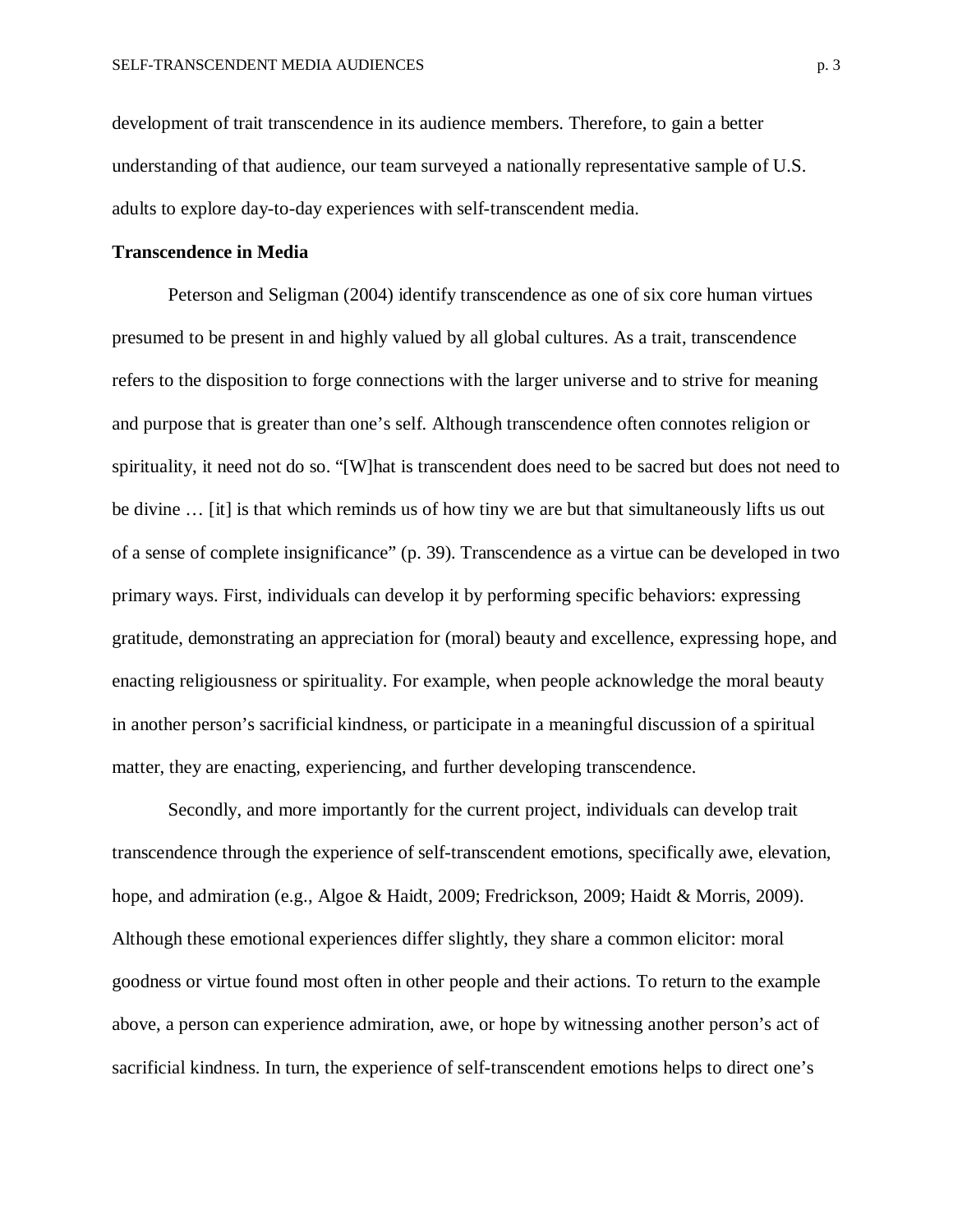development of trait transcendence in its audience members. Therefore, to gain a better understanding of that audience, our team surveyed a nationally representative sample of U.S. adults to explore day-to-day experiences with self-transcendent media.

**Transcendence in Media**

Peterson and Seligman (2004) identify transcendence as one of six core human virtues presumed to be present in and highly valued by all global cultures. As a trait, transcendence refers to the disposition to forge connections with the larger universe and to strive for meaning and purpose that is greater than one's self. Although transcendence often connotes religion or spirituality, it need not do so. "[W]hat is transcendent does need to be sacred but does not need to be divine … [it] is that which reminds us of how tiny we are but that simultaneously lifts us out of a sense of complete insignificance" (p. 39). Transcendence as a virtue can be developed in two primary ways. First, individuals can develop it by performing specific behaviors: expressing gratitude, demonstrating an appreciation for (moral) beauty and excellence, expressing hope, and enacting religiousness or spirituality. For example, when people acknowledge the moral beauty in another person's sacrificial kindness, or participate in a meaningful discussion of a spiritual matter, they are enacting, experiencing, and further developing transcendence.

Secondly, and more importantly for the current project, individuals can develop trait transcendence through the experience of self-transcendent emotions, specifically awe, elevation, hope, and admiration (e.g., Algoe & Haidt, 2009; Fredrickson, 2009; Haidt & Morris, 2009). Although these emotional experiences differ slightly, they share a common elicitor: moral goodness or virtue found most often in other people and their actions. To return to the example above, a person can experience admiration, awe, or hope by witnessing another person's act of sacrificial kindness. In turn, the experience of self-transcendent emotions helps to direct one's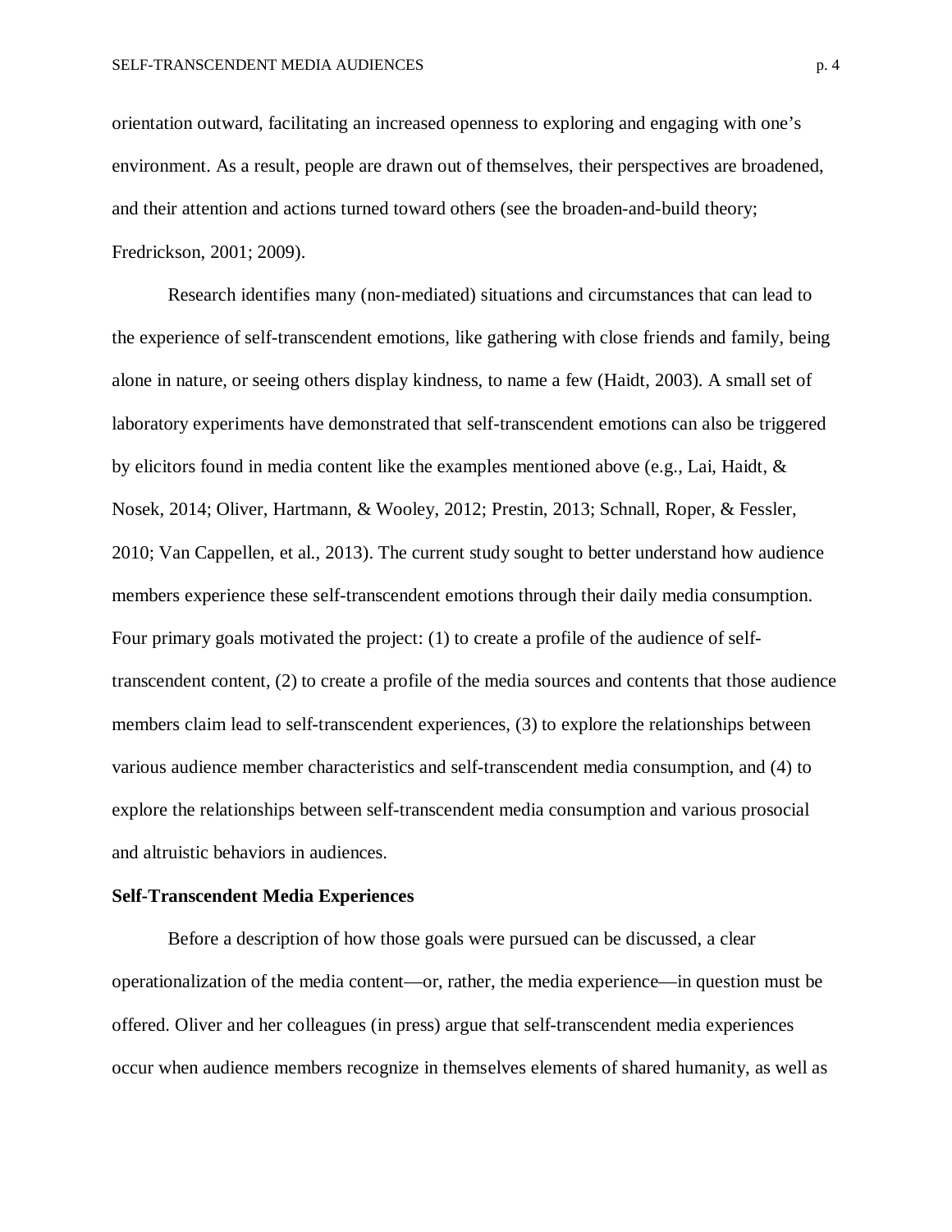orientation outward, facilitating an increased openness to exploring and engaging with one's environment. As a result, people are drawn out of themselves, their perspectives are broadened, and their attention and actions turned toward others (see the broaden-and-build theory; Fredrickson, 2001; 2009).

Research identifies many (non-mediated) situations and circumstances that can lead to the experience of self-transcendent emotions, like gathering with close friends and family, being alone in nature, or seeing others display kindness, to name a few (Haidt, 2003). A small set of laboratory experiments have demonstrated that self-transcendent emotions can also be triggered by elicitors found in media content like the examples mentioned above (e.g., Lai, Haidt, & Nosek, 2014; Oliver, Hartmann, & Wooley, 2012; Prestin, 2013; Schnall, Roper, & Fessler, 2010; Van Cappellen, et al., 2013). The current study sought to better understand how audience members experience these self-transcendent emotions through their daily media consumption. Four primary goals motivated the project: (1) to create a profile of the audience of self-transcendent content, (2) to create a profile of the media sources and contents that those audience members claim lead to self-transcendent experiences, (3) to explore the relationships between various audience member characteristics and self-transcendent media consumption, and (4) to explore the relationships between self-transcendent media consumption and various prosocial and altruistic behaviors in audiences.

**Self-Transcendent Media Experiences**

Before a description of how those goals were pursued can be discussed, a clear operationalization of the media content—or, rather, the media experience—in question must be offered. Oliver and her colleagues (in press) argue that self-transcendent media experiences occur when audience members recognize in themselves elements of shared humanity, as well as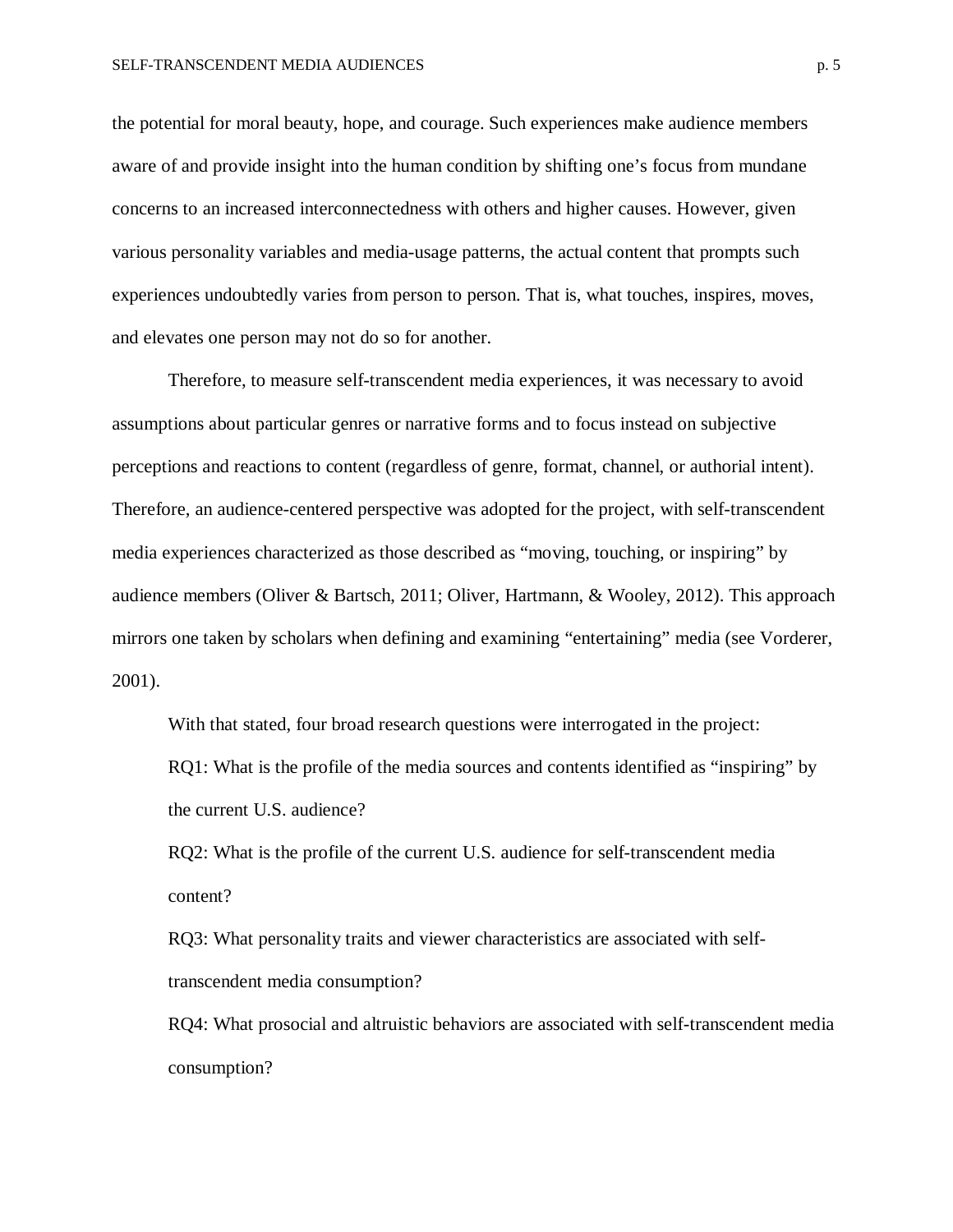the potential for moral beauty, hope, and courage. Such experiences make audience members aware of and provide insight into the human condition by shifting one's focus from mundane concerns to an increased interconnectedness with others and higher causes. However, given various personality variables and media-usage patterns, the actual content that prompts such experiences undoubtedly varies from person to person. That is, what touches, inspires, moves, and elevates one person may not do so for another.

Therefore, to measure self-transcendent media experiences, it was necessary to avoid assumptions about particular genres or narrative forms and to focus instead on subjective perceptions and reactions to content (regardless of genre, format, channel, or authorial intent). Therefore, an audience-centered perspective was adopted for the project, with self-transcendent media experiences characterized as those described as "moving, touching, or inspiring" by audience members (Oliver & Bartsch, 2011; Oliver, Hartmann, & Wooley, 2012). This approach mirrors one taken by scholars when defining and examining "entertaining" media (see Vorderer, 2001).

With that stated, four broad research questions were interrogated in the project:

RQ1: What is the profile of the media sources and contents identified as "inspiring" by the current U.S. audience?

RQ2: What is the profile of the current U.S. audience for self-transcendent media content?

RQ3: What personality traits and viewer characteristics are associated with self-transcendent media consumption?

RQ4: What prosocial and altruistic behaviors are associated with self-transcendent media consumption?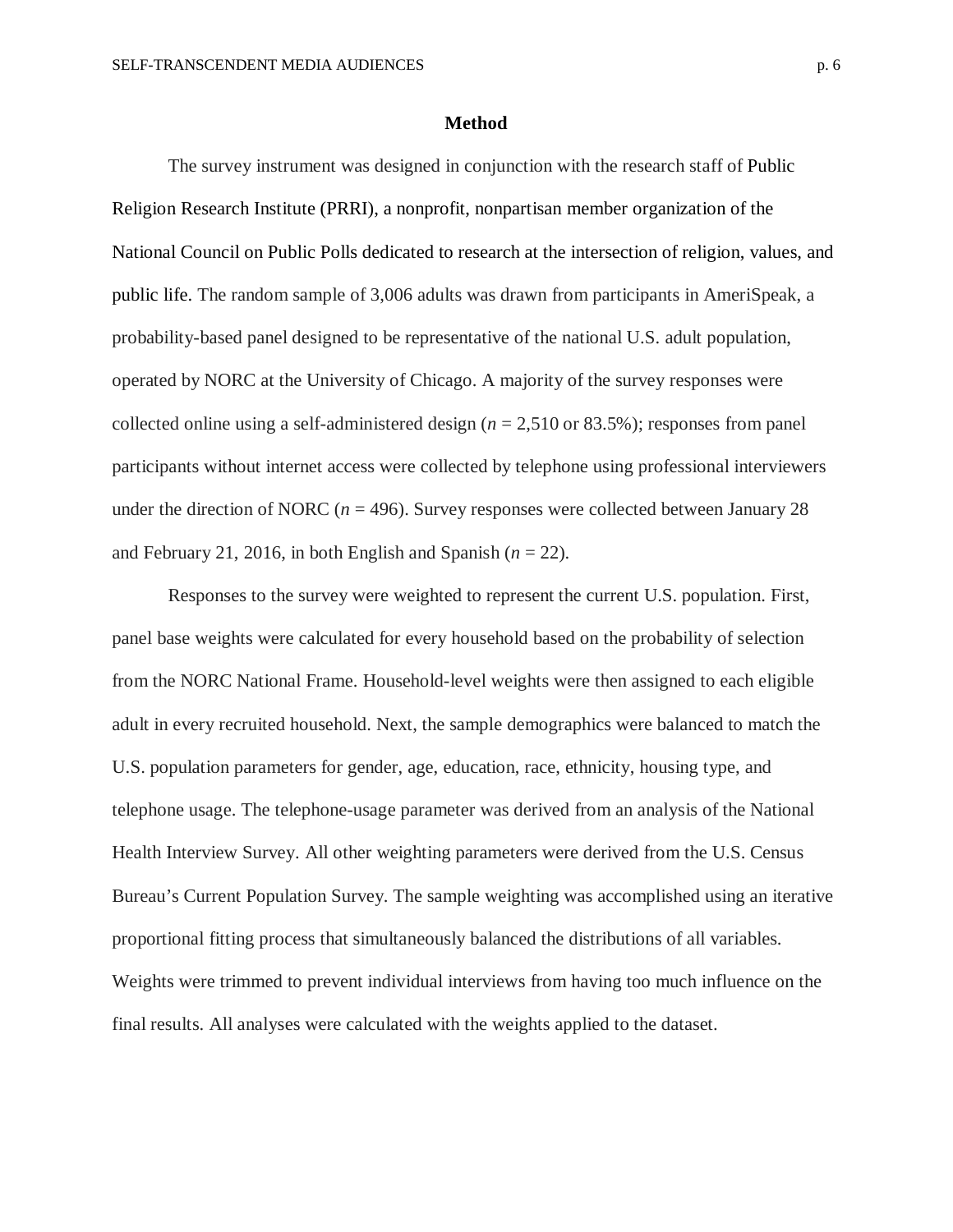## Method

The survey instrument was designed in conjunction with the research staff of Public Religion Research Institute (PRRI), a nonprofit, nonpartisan member organization of the National Council on Public Polls dedicated to research at the intersection of religion, values, and public life. The random sample of 3,006 adults was drawn from participants in AmeriSpeak, a probability-based panel designed to be representative of the national U.S. adult population, operated by NORC at the University of Chicago. A majority of the survey responses were collected online using a self-administered design ($n$ = 2,510 or 83.5%); responses from panel participants without internet access were collected by telephone using professional interviewers under the direction of NORC ($n$ = 496). Survey responses were collected between January 28 and February 21, 2016, in both English and Spanish ($n$ = 22).

Responses to the survey were weighted to represent the current U.S. population. First, panel base weights were calculated for every household based on the probability of selection from the NORC National Frame. Household-level weights were then assigned to each eligible adult in every recruited household. Next, the sample demographics were balanced to match the U.S. population parameters for gender, age, education, race, ethnicity, housing type, and telephone usage. The telephone-usage parameter was derived from an analysis of the National Health Interview Survey. All other weighting parameters were derived from the U.S. Census Bureau's Current Population Survey. The sample weighting was accomplished using an iterative proportional fitting process that simultaneously balanced the distributions of all variables. Weights were trimmed to prevent individual interviews from having too much influence on the final results. All analyses were calculated with the weights applied to the dataset.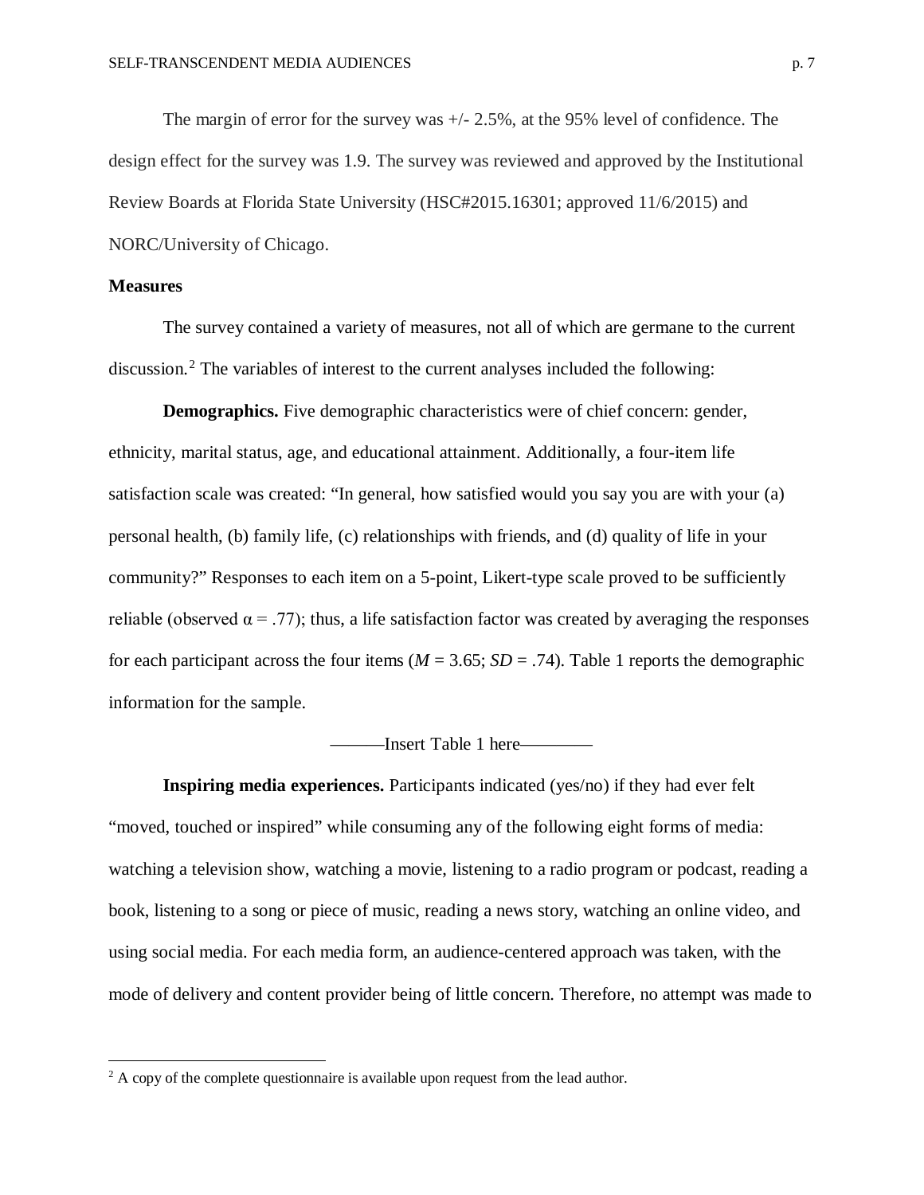The margin of error for the survey was +/- 2.5%, at the 95% level of confidence. The design effect for the survey was 1.9. The survey was reviewed and approved by the Institutional Review Boards at Florida State University (HSC#2015.16301; approved 11/6/2015) and NORC/University of Chicago.

**Measures**

The survey contained a variety of measures, not all of which are germane to the current discussion.[2] The variables of interest to the current analyses included the following:

**Demographics.** Five demographic characteristics were of chief concern: gender, ethnicity, marital status, age, and educational attainment. Additionally, a four-item life satisfaction scale was created: "In general, how satisfied would you say you are with your (a) personal health, (b) family life, (c) relationships with friends, and (d) quality of life in your community?" Responses to each item on a 5-point, Likert-type scale proved to be sufficiently reliable (observed $\alpha = .77$); thus, a life satisfaction factor was created by averaging the responses for each participant across the four items ($M = 3.65$; $SD = .74$). Table 1 reports the demographic information for the sample.

———Insert Table 1 here————

**Inspiring media experiences.** Participants indicated (yes/no) if they had ever felt "moved, touched or inspired" while consuming any of the following eight forms of media: watching a television show, watching a movie, listening to a radio program or podcast, reading a book, listening to a song or piece of music, reading a news story, watching an online video, and using social media. For each media form, an audience-centered approach was taken, with the mode of delivery and content provider being of little concern. Therefore, no attempt was made to

[2] A copy of the complete questionnaire is available upon request from the lead author.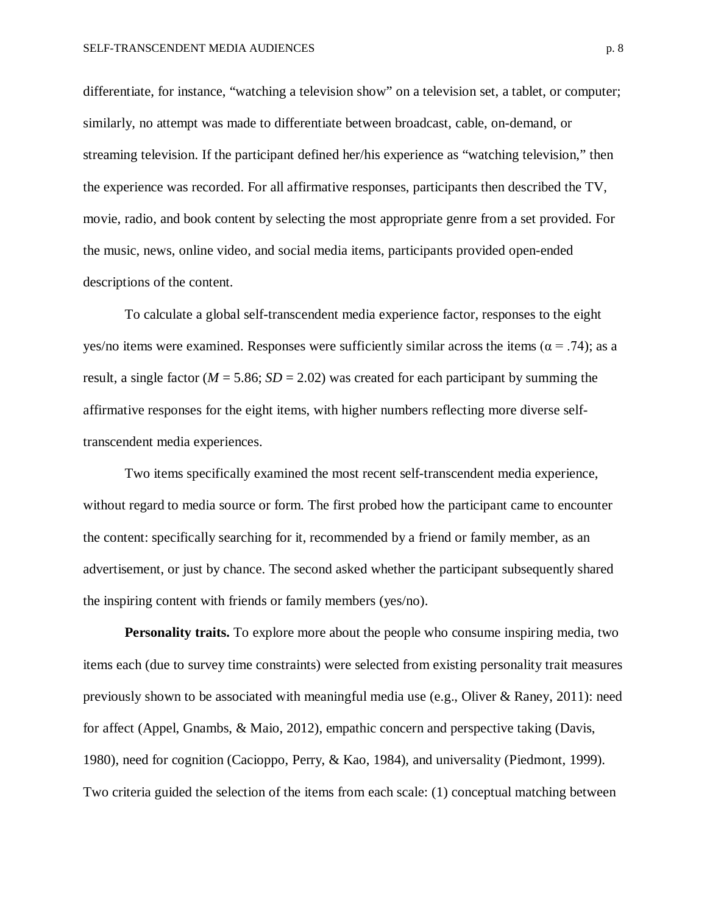differentiate, for instance, "watching a television show" on a television set, a tablet, or computer; similarly, no attempt was made to differentiate between broadcast, cable, on-demand, or streaming television. If the participant defined her/his experience as "watching television," then the experience was recorded. For all affirmative responses, participants then described the TV, movie, radio, and book content by selecting the most appropriate genre from a set provided. For the music, news, online video, and social media items, participants provided open-ended descriptions of the content.

To calculate a global self-transcendent media experience factor, responses to the eight yes/no items were examined. Responses were sufficiently similar across the items ($\alpha = .74$); as a result, a single factor ($M = 5.86$; $SD = 2.02$) was created for each participant by summing the affirmative responses for the eight items, with higher numbers reflecting more diverse self-transcendent media experiences.

Two items specifically examined the most recent self-transcendent media experience, without regard to media source or form. The first probed how the participant came to encounter the content: specifically searching for it, recommended by a friend or family member, as an advertisement, or just by chance. The second asked whether the participant subsequently shared the inspiring content with friends or family members (yes/no).

**Personality traits.** To explore more about the people who consume inspiring media, two items each (due to survey time constraints) were selected from existing personality trait measures previously shown to be associated with meaningful media use (e.g., Oliver & Raney, 2011): need for affect (Appel, Gnambs, & Maio, 2012), empathic concern and perspective taking (Davis, 1980), need for cognition (Cacioppo, Perry, & Kao, 1984), and universality (Piedmont, 1999). Two criteria guided the selection of the items from each scale: (1) conceptual matching between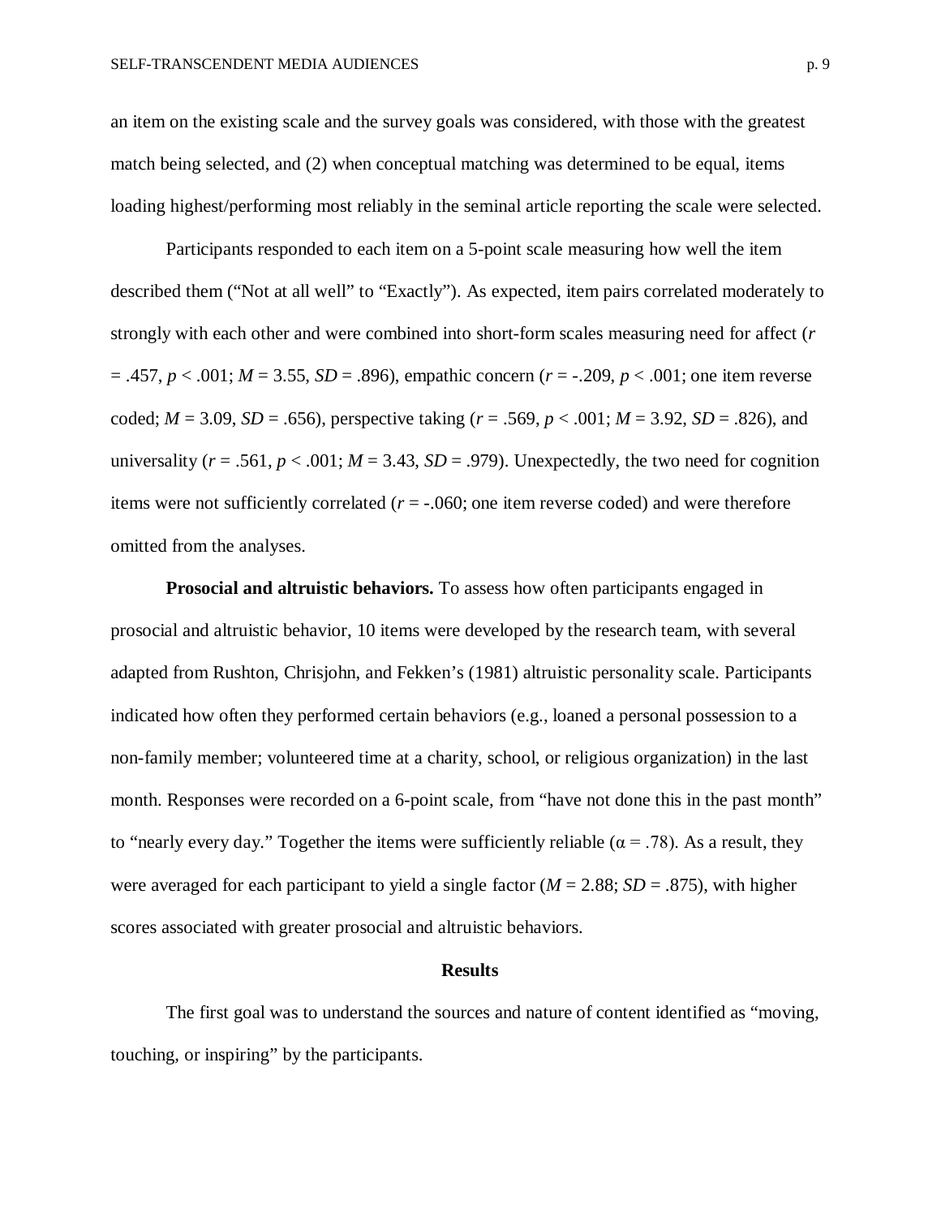an item on the existing scale and the survey goals was considered, with those with the greatest match being selected, and (2) when conceptual matching was determined to be equal, items loading highest/performing most reliably in the seminal article reporting the scale were selected.

Participants responded to each item on a 5-point scale measuring how well the item described them ("Not at all well" to "Exactly"). As expected, item pairs correlated moderately to strongly with each other and were combined into short-form scales measuring need for affect ($r = .457$, $p < .001$; $M = 3.55$, $SD = .896$), empathic concern ($r = -.209$, $p < .001$; one item reverse coded; $M = 3.09$, $SD = .656$), perspective taking ($r = .569$, $p < .001$; $M = 3.92$, $SD = .826$), and universality ($r = .561$, $p < .001$; $M = 3.43$, $SD = .979$). Unexpectedly, the two need for cognition items were not sufficiently correlated ($r = -.060$; one item reverse coded) and were therefore omitted from the analyses.

**Prosocial and altruistic behaviors.** To assess how often participants engaged in prosocial and altruistic behavior, 10 items were developed by the research team, with several adapted from Rushton, Chrisjohn, and Fekken's (1981) altruistic personality scale. Participants indicated how often they performed certain behaviors (e.g., loaned a personal possession to a non-family member; volunteered time at a charity, school, or religious organization) in the last month. Responses were recorded on a 6-point scale, from "have not done this in the past month" to "nearly every day." Together the items were sufficiently reliable ($\alpha = .78$). As a result, they were averaged for each participant to yield a single factor ($M = 2.88$; $SD = .875$), with higher scores associated with greater prosocial and altruistic behaviors.

## Results

The first goal was to understand the sources and nature of content identified as "moving, touching, or inspiring" by the participants.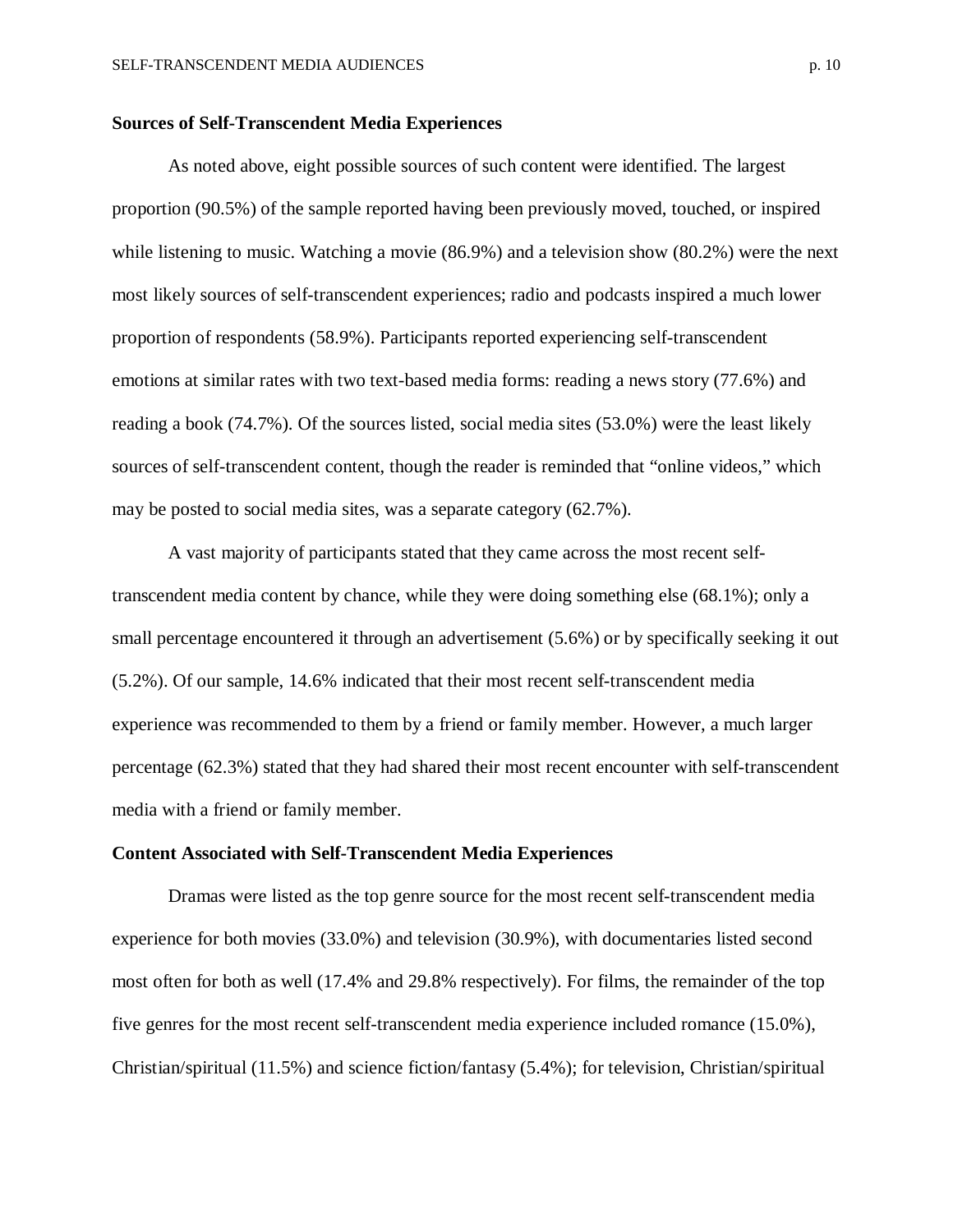### Sources of Self-Transcendent Media Experiences

As noted above, eight possible sources of such content were identified. The largest proportion (90.5%) of the sample reported having been previously moved, touched, or inspired while listening to music. Watching a movie (86.9%) and a television show (80.2%) were the next most likely sources of self-transcendent experiences; radio and podcasts inspired a much lower proportion of respondents (58.9%). Participants reported experiencing self-transcendent emotions at similar rates with two text-based media forms: reading a news story (77.6%) and reading a book (74.7%). Of the sources listed, social media sites (53.0%) were the least likely sources of self-transcendent content, though the reader is reminded that "online videos," which may be posted to social media sites, was a separate category (62.7%).

A vast majority of participants stated that they came across the most recent self-transcendent media content by chance, while they were doing something else (68.1%); only a small percentage encountered it through an advertisement (5.6%) or by specifically seeking it out (5.2%). Of our sample, 14.6% indicated that their most recent self-transcendent media experience was recommended to them by a friend or family member. However, a much larger percentage (62.3%) stated that they had shared their most recent encounter with self-transcendent media with a friend or family member.

### Content Associated with Self-Transcendent Media Experiences

Dramas were listed as the top genre source for the most recent self-transcendent media experience for both movies (33.0%) and television (30.9%), with documentaries listed second most often for both as well (17.4% and 29.8% respectively). For films, the remainder of the top five genres for the most recent self-transcendent media experience included romance (15.0%), Christian/spiritual (11.5%) and science fiction/fantasy (5.4%); for television, Christian/spiritual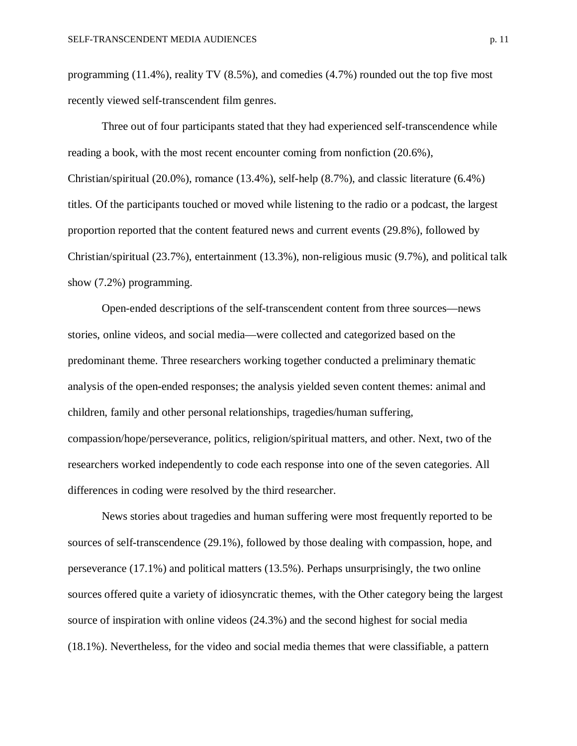programming (11.4%), reality TV (8.5%), and comedies (4.7%) rounded out the top five most recently viewed self-transcendent film genres.

Three out of four participants stated that they had experienced self-transcendence while reading a book, with the most recent encounter coming from nonfiction (20.6%), Christian/spiritual (20.0%), romance (13.4%), self-help (8.7%), and classic literature (6.4%) titles. Of the participants touched or moved while listening to the radio or a podcast, the largest proportion reported that the content featured news and current events (29.8%), followed by Christian/spiritual (23.7%), entertainment (13.3%), non-religious music (9.7%), and political talk show (7.2%) programming.

Open-ended descriptions of the self-transcendent content from three sources—news stories, online videos, and social media—were collected and categorized based on the predominant theme. Three researchers working together conducted a preliminary thematic analysis of the open-ended responses; the analysis yielded seven content themes: animal and children, family and other personal relationships, tragedies/human suffering, compassion/hope/perseverance, politics, religion/spiritual matters, and other. Next, two of the researchers worked independently to code each response into one of the seven categories. All differences in coding were resolved by the third researcher.

News stories about tragedies and human suffering were most frequently reported to be sources of self-transcendence (29.1%), followed by those dealing with compassion, hope, and perseverance (17.1%) and political matters (13.5%). Perhaps unsurprisingly, the two online sources offered quite a variety of idiosyncratic themes, with the Other category being the largest source of inspiration with online videos (24.3%) and the second highest for social media (18.1%). Nevertheless, for the video and social media themes that were classifiable, a pattern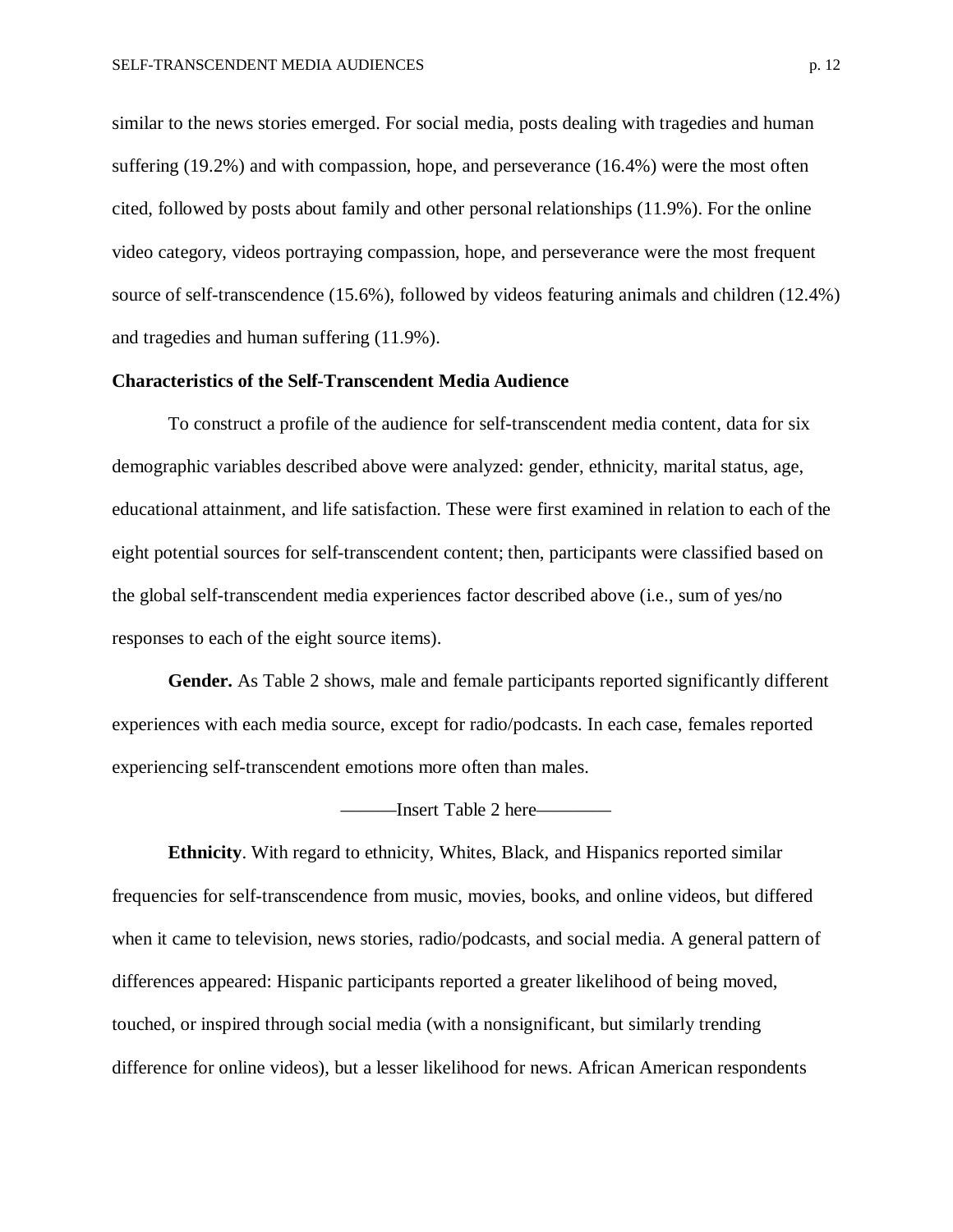similar to the news stories emerged. For social media, posts dealing with tragedies and human suffering (19.2%) and with compassion, hope, and perseverance (16.4%) were the most often cited, followed by posts about family and other personal relationships (11.9%). For the online video category, videos portraying compassion, hope, and perseverance were the most frequent source of self-transcendence (15.6%), followed by videos featuring animals and children (12.4%) and tragedies and human suffering (11.9%).

**Characteristics of the Self-Transcendent Media Audience**

To construct a profile of the audience for self-transcendent media content, data for six demographic variables described above were analyzed: gender, ethnicity, marital status, age, educational attainment, and life satisfaction. These were first examined in relation to each of the eight potential sources for self-transcendent content; then, participants were classified based on the global self-transcendent media experiences factor described above (i.e., sum of yes/no responses to each of the eight source items).

**Gender.** As Table 2 shows, male and female participants reported significantly different experiences with each media source, except for radio/podcasts. In each case, females reported experiencing self-transcendent emotions more often than males.

———Insert Table 2 here————

**Ethnicity**. With regard to ethnicity, Whites, Black, and Hispanics reported similar frequencies for self-transcendence from music, movies, books, and online videos, but differed when it came to television, news stories, radio/podcasts, and social media. A general pattern of differences appeared: Hispanic participants reported a greater likelihood of being moved, touched, or inspired through social media (with a nonsignificant, but similarly trending difference for online videos), but a lesser likelihood for news. African American respondents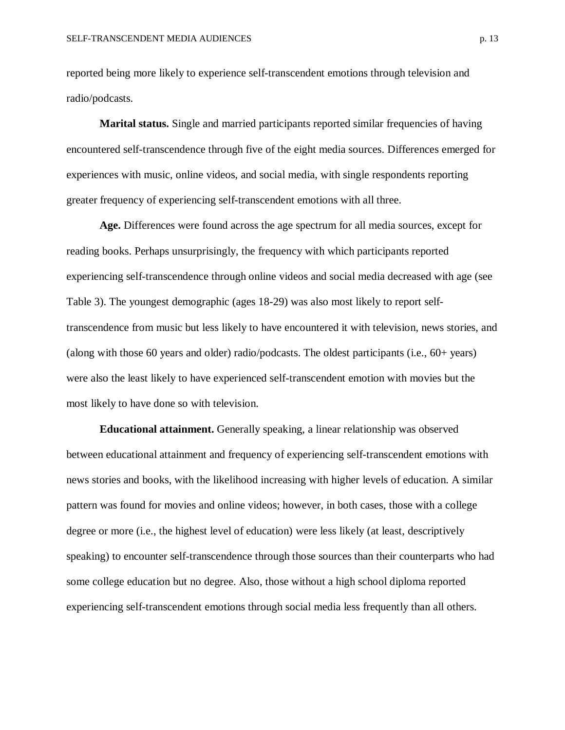reported being more likely to experience self-transcendent emotions through television and radio/podcasts.

**Marital status.** Single and married participants reported similar frequencies of having encountered self-transcendence through five of the eight media sources. Differences emerged for experiences with music, online videos, and social media, with single respondents reporting greater frequency of experiencing self-transcendent emotions with all three.

**Age.** Differences were found across the age spectrum for all media sources, except for reading books. Perhaps unsurprisingly, the frequency with which participants reported experiencing self-transcendence through online videos and social media decreased with age (see Table 3). The youngest demographic (ages 18-29) was also most likely to report self-transcendence from music but less likely to have encountered it with television, news stories, and (along with those 60 years and older) radio/podcasts. The oldest participants (i.e., 60+ years) were also the least likely to have experienced self-transcendent emotion with movies but the most likely to have done so with television.

**Educational attainment.** Generally speaking, a linear relationship was observed between educational attainment and frequency of experiencing self-transcendent emotions with news stories and books, with the likelihood increasing with higher levels of education. A similar pattern was found for movies and online videos; however, in both cases, those with a college degree or more (i.e., the highest level of education) were less likely (at least, descriptively speaking) to encounter self-transcendence through those sources than their counterparts who had some college education but no degree. Also, those without a high school diploma reported experiencing self-transcendent emotions through social media less frequently than all others.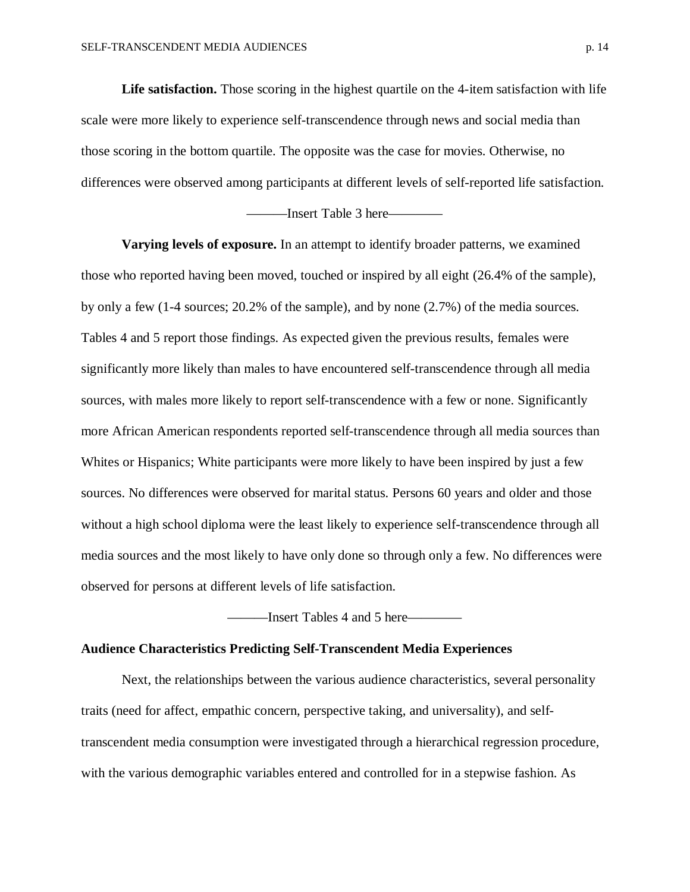**Life satisfaction.** Those scoring in the highest quartile on the 4-item satisfaction with life scale were more likely to experience self-transcendence through news and social media than those scoring in the bottom quartile. The opposite was the case for movies. Otherwise, no differences were observed among participants at different levels of self-reported life satisfaction.

———Insert Table 3 here————

**Varying levels of exposure.** In an attempt to identify broader patterns, we examined those who reported having been moved, touched or inspired by all eight (26.4% of the sample), by only a few (1-4 sources; 20.2% of the sample), and by none (2.7%) of the media sources. Tables 4 and 5 report those findings. As expected given the previous results, females were significantly more likely than males to have encountered self-transcendence through all media sources, with males more likely to report self-transcendence with a few or none. Significantly more African American respondents reported self-transcendence through all media sources than Whites or Hispanics; White participants were more likely to have been inspired by just a few sources. No differences were observed for marital status. Persons 60 years and older and those without a high school diploma were the least likely to experience self-transcendence through all media sources and the most likely to have only done so through only a few. No differences were observed for persons at different levels of life satisfaction.

———Insert Tables 4 and 5 here————

### Audience Characteristics Predicting Self-Transcendent Media Experiences

Next, the relationships between the various audience characteristics, several personality traits (need for affect, empathic concern, perspective taking, and universality), and self-transcendent media consumption were investigated through a hierarchical regression procedure, with the various demographic variables entered and controlled for in a stepwise fashion. As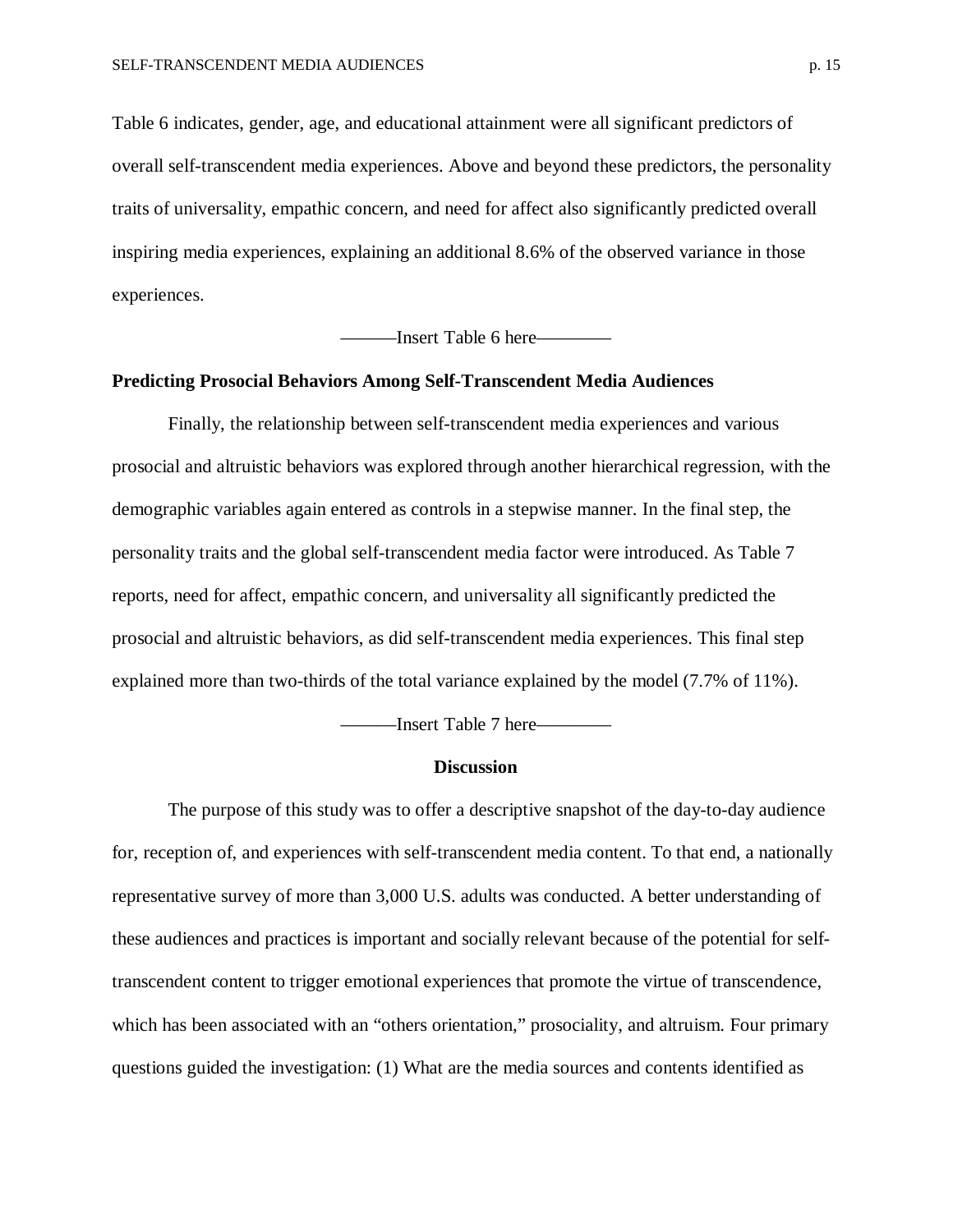Table 6 indicates, gender, age, and educational attainment were all significant predictors of overall self-transcendent media experiences. Above and beyond these predictors, the personality traits of universality, empathic concern, and need for affect also significantly predicted overall inspiring media experiences, explaining an additional 8.6% of the observed variance in those experiences.

———Insert Table 6 here————

**Predicting Prosocial Behaviors Among Self-Transcendent Media Audiences**

Finally, the relationship between self-transcendent media experiences and various prosocial and altruistic behaviors was explored through another hierarchical regression, with the demographic variables again entered as controls in a stepwise manner. In the final step, the personality traits and the global self-transcendent media factor were introduced. As Table 7 reports, need for affect, empathic concern, and universality all significantly predicted the prosocial and altruistic behaviors, as did self-transcendent media experiences. This final step explained more than two-thirds of the total variance explained by the model (7.7% of 11%).

———Insert Table 7 here————

## Discussion

The purpose of this study was to offer a descriptive snapshot of the day-to-day audience for, reception of, and experiences with self-transcendent media content. To that end, a nationally representative survey of more than 3,000 U.S. adults was conducted. A better understanding of these audiences and practices is important and socially relevant because of the potential for self-transcendent content to trigger emotional experiences that promote the virtue of transcendence, which has been associated with an "others orientation," prosociality, and altruism. Four primary questions guided the investigation: (1) What are the media sources and contents identified as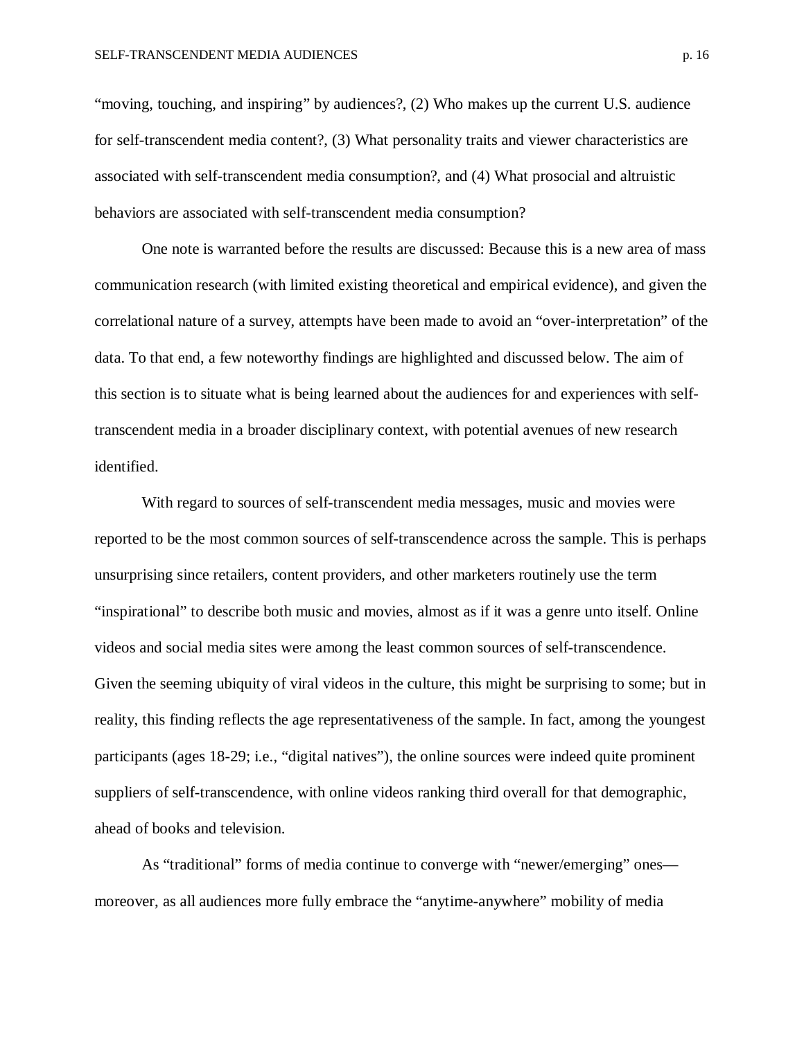"moving, touching, and inspiring" by audiences?, (2) Who makes up the current U.S. audience for self-transcendent media content?, (3) What personality traits and viewer characteristics are associated with self-transcendent media consumption?, and (4) What prosocial and altruistic behaviors are associated with self-transcendent media consumption?

One note is warranted before the results are discussed: Because this is a new area of mass communication research (with limited existing theoretical and empirical evidence), and given the correlational nature of a survey, attempts have been made to avoid an "over-interpretation" of the data. To that end, a few noteworthy findings are highlighted and discussed below. The aim of this section is to situate what is being learned about the audiences for and experiences with self-transcendent media in a broader disciplinary context, with potential avenues of new research identified.

With regard to sources of self-transcendent media messages, music and movies were reported to be the most common sources of self-transcendence across the sample. This is perhaps unsurprising since retailers, content providers, and other marketers routinely use the term "inspirational" to describe both music and movies, almost as if it was a genre unto itself. Online videos and social media sites were among the least common sources of self-transcendence. Given the seeming ubiquity of viral videos in the culture, this might be surprising to some; but in reality, this finding reflects the age representativeness of the sample. In fact, among the youngest participants (ages 18-29; i.e., "digital natives"), the online sources were indeed quite prominent suppliers of self-transcendence, with online videos ranking third overall for that demographic, ahead of books and television.

As "traditional" forms of media continue to converge with "newer/emerging" ones—moreover, as all audiences more fully embrace the "anytime-anywhere" mobility of media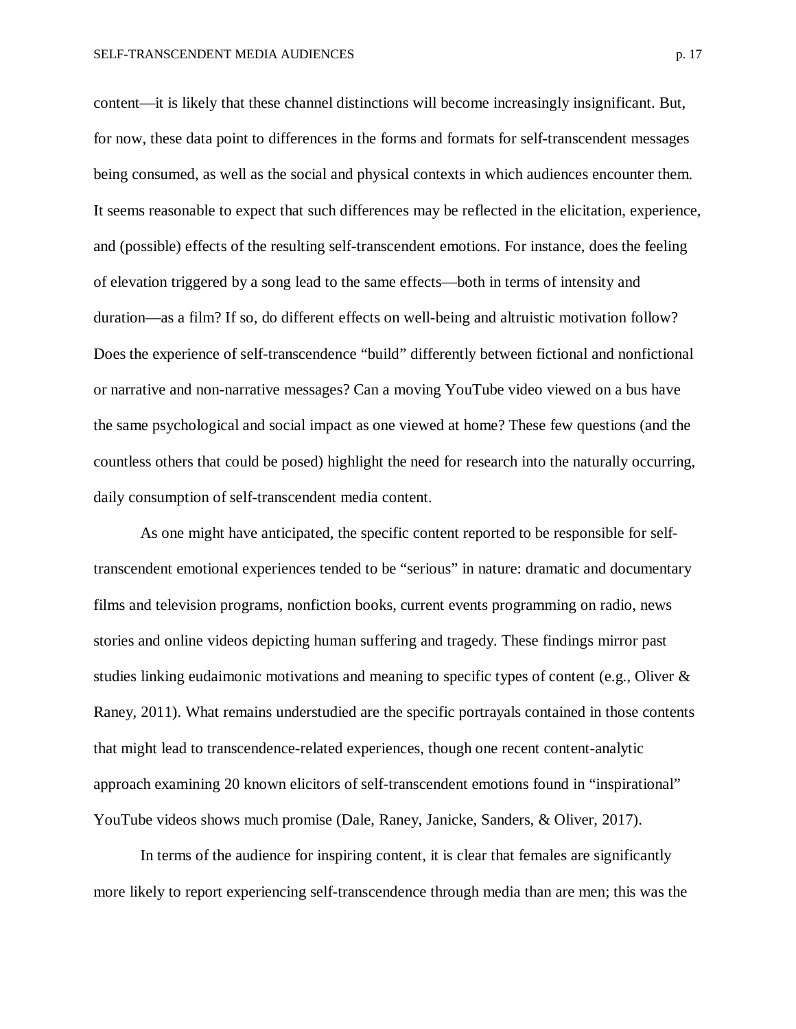content—it is likely that these channel distinctions will become increasingly insignificant. But, for now, these data point to differences in the forms and formats for self-transcendent messages being consumed, as well as the social and physical contexts in which audiences encounter them. It seems reasonable to expect that such differences may be reflected in the elicitation, experience, and (possible) effects of the resulting self-transcendent emotions. For instance, does the feeling of elevation triggered by a song lead to the same effects—both in terms of intensity and duration—as a film? If so, do different effects on well-being and altruistic motivation follow? Does the experience of self-transcendence "build" differently between fictional and nonfictional or narrative and non-narrative messages? Can a moving YouTube video viewed on a bus have the same psychological and social impact as one viewed at home? These few questions (and the countless others that could be posed) highlight the need for research into the naturally occurring, daily consumption of self-transcendent media content.

As one might have anticipated, the specific content reported to be responsible for self-transcendent emotional experiences tended to be "serious" in nature: dramatic and documentary films and television programs, nonfiction books, current events programming on radio, news stories and online videos depicting human suffering and tragedy. These findings mirror past studies linking eudaimonic motivations and meaning to specific types of content (e.g., Oliver & Raney, 2011). What remains understudied are the specific portrayals contained in those contents that might lead to transcendence-related experiences, though one recent content-analytic approach examining 20 known elicitors of self-transcendent emotions found in "inspirational" YouTube videos shows much promise (Dale, Raney, Janicke, Sanders, & Oliver, 2017).

In terms of the audience for inspiring content, it is clear that females are significantly more likely to report experiencing self-transcendence through media than are men; this was the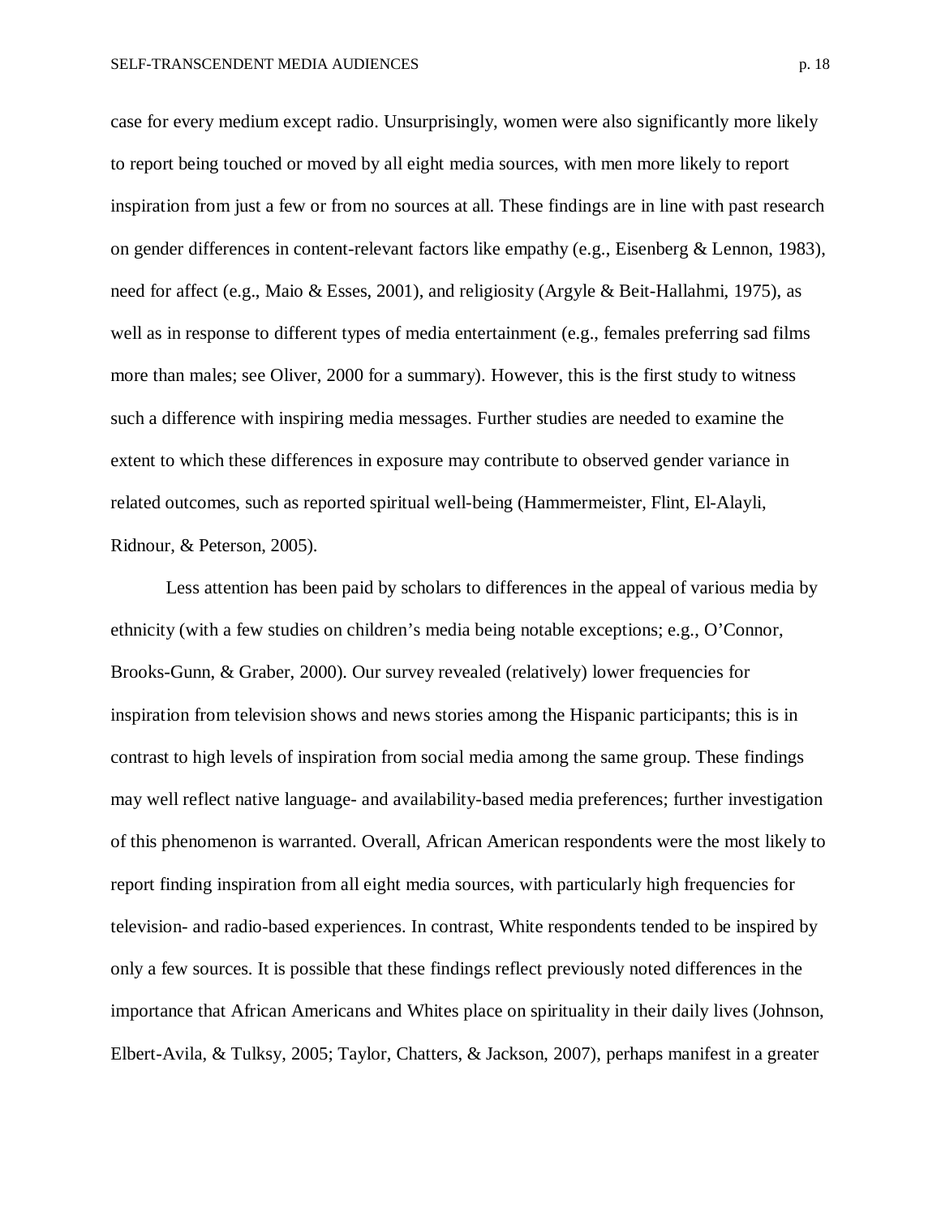case for every medium except radio. Unsurprisingly, women were also significantly more likely to report being touched or moved by all eight media sources, with men more likely to report inspiration from just a few or from no sources at all. These findings are in line with past research on gender differences in content-relevant factors like empathy (e.g., Eisenberg & Lennon, 1983), need for affect (e.g., Maio & Esses, 2001), and religiosity (Argyle & Beit-Hallahmi, 1975), as well as in response to different types of media entertainment (e.g., females preferring sad films more than males; see Oliver, 2000 for a summary). However, this is the first study to witness such a difference with inspiring media messages. Further studies are needed to examine the extent to which these differences in exposure may contribute to observed gender variance in related outcomes, such as reported spiritual well-being (Hammermeister, Flint, El-Alayli, Ridnour, & Peterson, 2005).

Less attention has been paid by scholars to differences in the appeal of various media by ethnicity (with a few studies on children's media being notable exceptions; e.g., O'Connor, Brooks-Gunn, & Graber, 2000). Our survey revealed (relatively) lower frequencies for inspiration from television shows and news stories among the Hispanic participants; this is in contrast to high levels of inspiration from social media among the same group. These findings may well reflect native language- and availability-based media preferences; further investigation of this phenomenon is warranted. Overall, African American respondents were the most likely to report finding inspiration from all eight media sources, with particularly high frequencies for television- and radio-based experiences. In contrast, White respondents tended to be inspired by only a few sources. It is possible that these findings reflect previously noted differences in the importance that African Americans and Whites place on spirituality in their daily lives (Johnson, Elbert-Avila, & Tulksy, 2005; Taylor, Chatters, & Jackson, 2007), perhaps manifest in a greater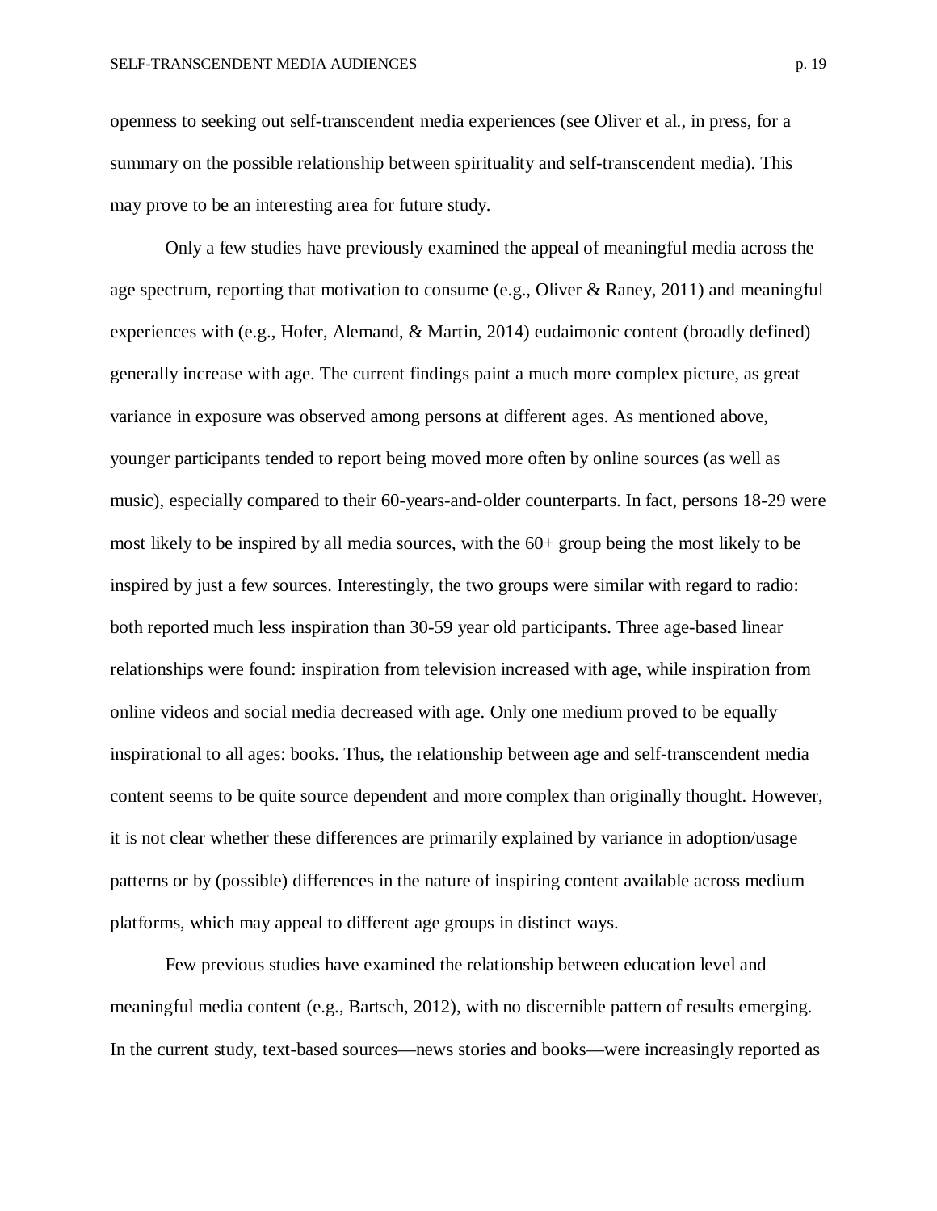openness to seeking out self-transcendent media experiences (see Oliver et al., in press, for a summary on the possible relationship between spirituality and self-transcendent media). This may prove to be an interesting area for future study.

Only a few studies have previously examined the appeal of meaningful media across the age spectrum, reporting that motivation to consume (e.g., Oliver & Raney, 2011) and meaningful experiences with (e.g., Hofer, Alemand, & Martin, 2014) eudaimonic content (broadly defined) generally increase with age. The current findings paint a much more complex picture, as great variance in exposure was observed among persons at different ages. As mentioned above, younger participants tended to report being moved more often by online sources (as well as music), especially compared to their 60-years-and-older counterparts. In fact, persons 18-29 were most likely to be inspired by all media sources, with the 60+ group being the most likely to be inspired by just a few sources. Interestingly, the two groups were similar with regard to radio: both reported much less inspiration than 30-59 year old participants. Three age-based linear relationships were found: inspiration from television increased with age, while inspiration from online videos and social media decreased with age. Only one medium proved to be equally inspirational to all ages: books. Thus, the relationship between age and self-transcendent media content seems to be quite source dependent and more complex than originally thought. However, it is not clear whether these differences are primarily explained by variance in adoption/usage patterns or by (possible) differences in the nature of inspiring content available across medium platforms, which may appeal to different age groups in distinct ways.

Few previous studies have examined the relationship between education level and meaningful media content (e.g., Bartsch, 2012), with no discernible pattern of results emerging. In the current study, text-based sources—news stories and books—were increasingly reported as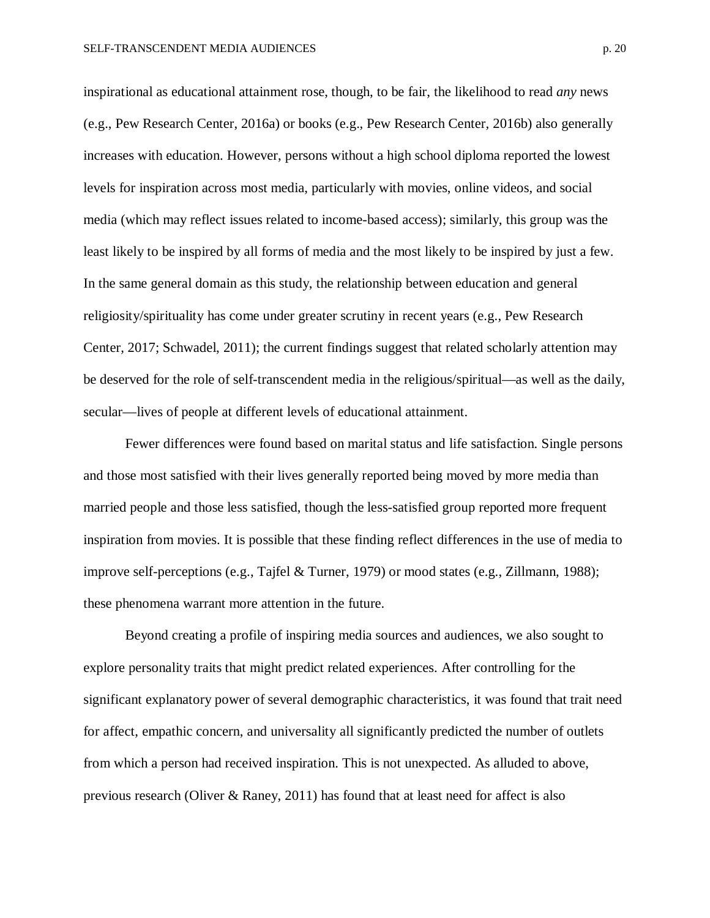inspirational as educational attainment rose, though, to be fair, the likelihood to read *any* news (e.g., Pew Research Center, 2016a) or books (e.g., Pew Research Center, 2016b) also generally increases with education. However, persons without a high school diploma reported the lowest levels for inspiration across most media, particularly with movies, online videos, and social media (which may reflect issues related to income-based access); similarly, this group was the least likely to be inspired by all forms of media and the most likely to be inspired by just a few. In the same general domain as this study, the relationship between education and general religiosity/spirituality has come under greater scrutiny in recent years (e.g., Pew Research Center, 2017; Schwadel, 2011); the current findings suggest that related scholarly attention may be deserved for the role of self-transcendent media in the religious/spiritual—as well as the daily, secular—lives of people at different levels of educational attainment.

Fewer differences were found based on marital status and life satisfaction. Single persons and those most satisfied with their lives generally reported being moved by more media than married people and those less satisfied, though the less-satisfied group reported more frequent inspiration from movies. It is possible that these finding reflect differences in the use of media to improve self-perceptions (e.g., Tajfel & Turner, 1979) or mood states (e.g., Zillmann, 1988); these phenomena warrant more attention in the future.

Beyond creating a profile of inspiring media sources and audiences, we also sought to explore personality traits that might predict related experiences. After controlling for the significant explanatory power of several demographic characteristics, it was found that trait need for affect, empathic concern, and universality all significantly predicted the number of outlets from which a person had received inspiration. This is not unexpected. As alluded to above, previous research (Oliver & Raney, 2011) has found that at least need for affect is also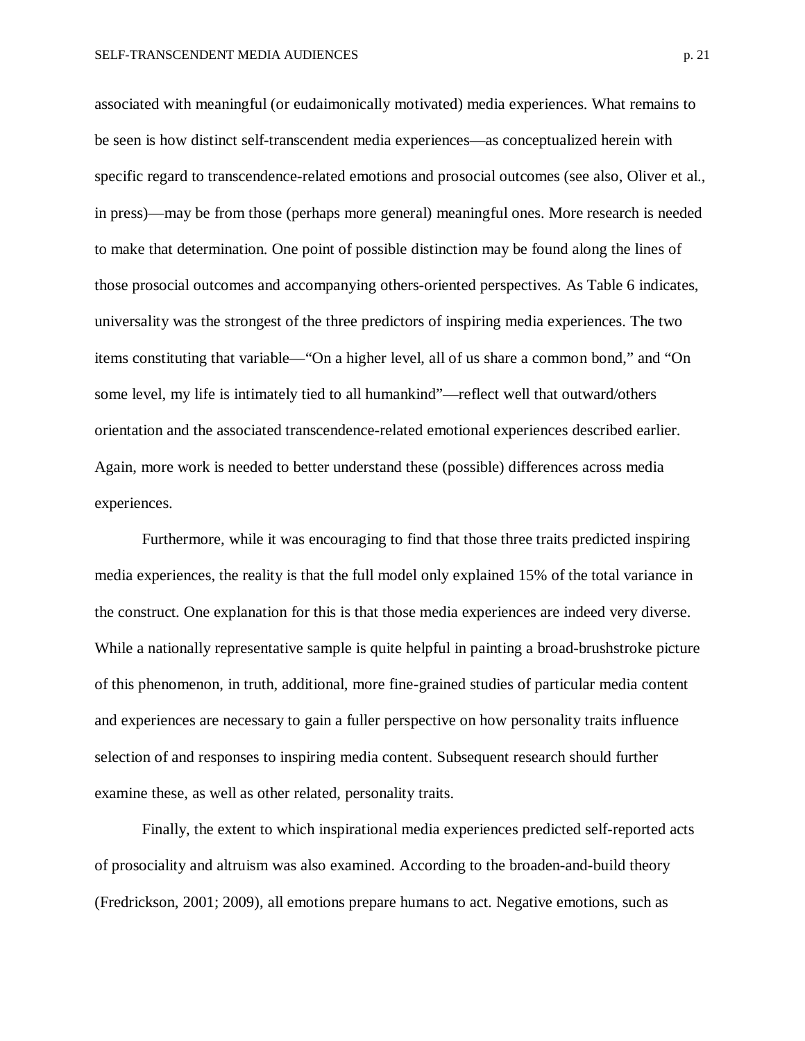associated with meaningful (or eudaimonically motivated) media experiences. What remains to be seen is how distinct self-transcendent media experiences—as conceptualized herein with specific regard to transcendence-related emotions and prosocial outcomes (see also, Oliver et al., in press)—may be from those (perhaps more general) meaningful ones. More research is needed to make that determination. One point of possible distinction may be found along the lines of those prosocial outcomes and accompanying others-oriented perspectives. As Table 6 indicates, universality was the strongest of the three predictors of inspiring media experiences. The two items constituting that variable—"On a higher level, all of us share a common bond," and "On some level, my life is intimately tied to all humankind"—reflect well that outward/others orientation and the associated transcendence-related emotional experiences described earlier. Again, more work is needed to better understand these (possible) differences across media experiences.

Furthermore, while it was encouraging to find that those three traits predicted inspiring media experiences, the reality is that the full model only explained 15% of the total variance in the construct. One explanation for this is that those media experiences are indeed very diverse. While a nationally representative sample is quite helpful in painting a broad-brushstroke picture of this phenomenon, in truth, additional, more fine-grained studies of particular media content and experiences are necessary to gain a fuller perspective on how personality traits influence selection of and responses to inspiring media content. Subsequent research should further examine these, as well as other related, personality traits.

Finally, the extent to which inspirational media experiences predicted self-reported acts of prosociality and altruism was also examined. According to the broaden-and-build theory (Fredrickson, 2001; 2009), all emotions prepare humans to act. Negative emotions, such as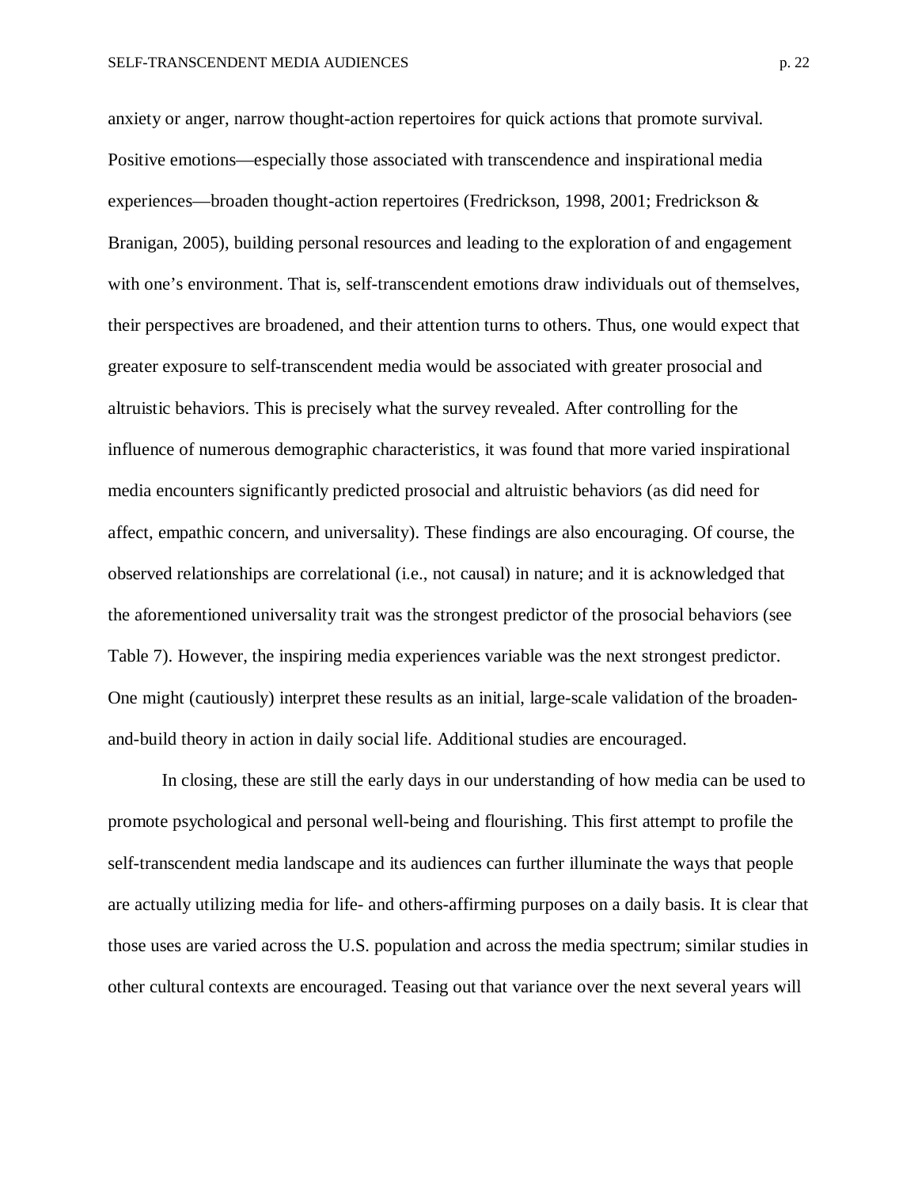anxiety or anger, narrow thought-action repertoires for quick actions that promote survival. Positive emotions—especially those associated with transcendence and inspirational media experiences—broaden thought-action repertoires (Fredrickson, 1998, 2001; Fredrickson & Branigan, 2005), building personal resources and leading to the exploration of and engagement with one's environment. That is, self-transcendent emotions draw individuals out of themselves, their perspectives are broadened, and their attention turns to others. Thus, one would expect that greater exposure to self-transcendent media would be associated with greater prosocial and altruistic behaviors. This is precisely what the survey revealed. After controlling for the influence of numerous demographic characteristics, it was found that more varied inspirational media encounters significantly predicted prosocial and altruistic behaviors (as did need for affect, empathic concern, and universality). These findings are also encouraging. Of course, the observed relationships are correlational (i.e., not causal) in nature; and it is acknowledged that the aforementioned universality trait was the strongest predictor of the prosocial behaviors (see Table 7). However, the inspiring media experiences variable was the next strongest predictor. One might (cautiously) interpret these results as an initial, large-scale validation of the broaden-and-build theory in action in daily social life. Additional studies are encouraged.

In closing, these are still the early days in our understanding of how media can be used to promote psychological and personal well-being and flourishing. This first attempt to profile the self-transcendent media landscape and its audiences can further illuminate the ways that people are actually utilizing media for life- and others-affirming purposes on a daily basis. It is clear that those uses are varied across the U.S. population and across the media spectrum; similar studies in other cultural contexts are encouraged. Teasing out that variance over the next several years will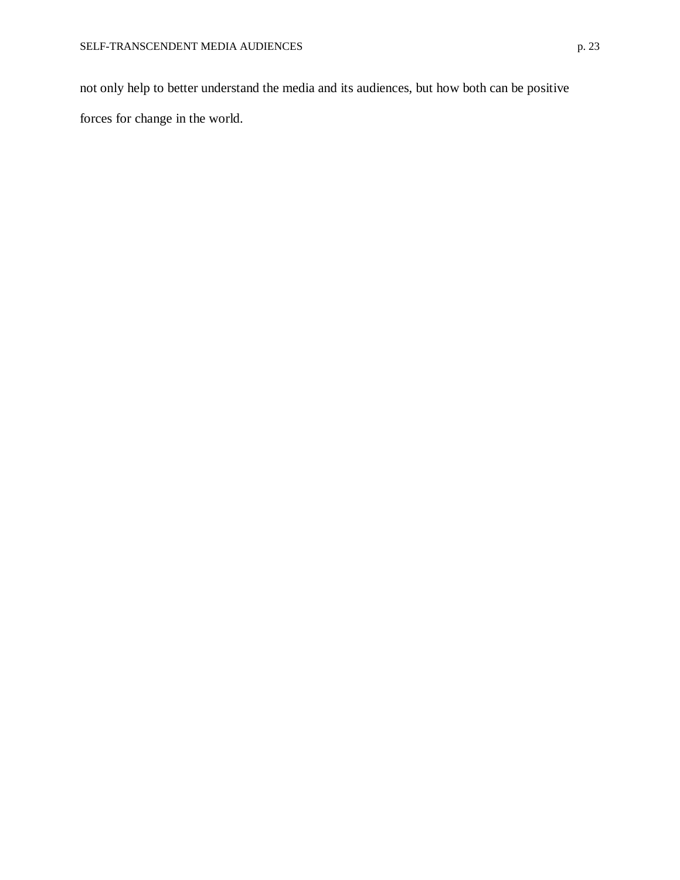not only help to better understand the media and its audiences, but how both can be positive forces for change in the world.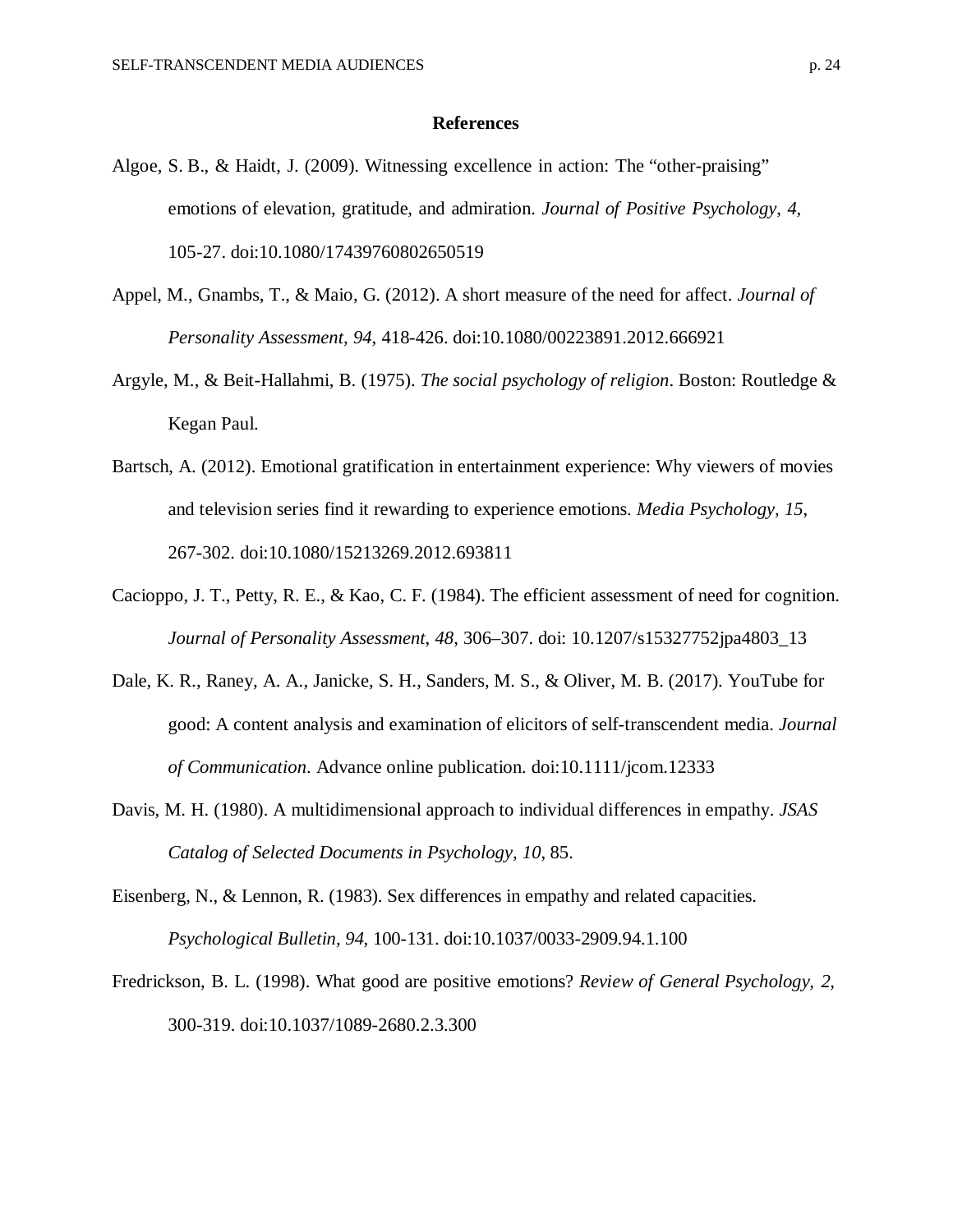## References

Algoe, S. B., & Haidt, J. (2009). Witnessing excellence in action: The “other-praising” emotions of elevation, gratitude, and admiration. *Journal of Positive Psychology*, *4*, 105-27. doi:10.1080/17439760802650519

Appel, M., Gnambs, T., & Maio, G. (2012). A short measure of the need for affect. *Journal of Personality Assessment, 94*, 418-426. doi:10.1080/00223891.2012.666921

Argyle, M., & Beit-Hallahmi, B. (1975). *The social psychology of religion*. Boston: Routledge & Kegan Paul.

Bartsch, A. (2012). Emotional gratification in entertainment experience: Why viewers of movies and television series find it rewarding to experience emotions. *Media Psychology, 15*, 267-302. doi:10.1080/15213269.2012.693811

Cacioppo, J. T., Petty, R. E., & Kao, C. F. (1984). The efficient assessment of need for cognition. *Journal of Personality Assessment, 48,* 306–307. doi: 10.1207/s15327752jpa4803_13

Dale, K. R., Raney, A. A., Janicke, S. H., Sanders, M. S., & Oliver, M. B. (2017). YouTube for good: A content analysis and examination of elicitors of self-transcendent media. *Journal of Communication*. Advance online publication. doi:10.1111/jcom.12333

Davis, M. H. (1980). A multidimensional approach to individual differences in empathy. *JSAS Catalog of Selected Documents in Psychology, 10*, 85.

Eisenberg, N., & Lennon, R. (1983). Sex differences in empathy and related capacities. *Psychological Bulletin, 94*, 100-131. doi:10.1037/0033-2909.94.1.100

Fredrickson, B. L. (1998). What good are positive emotions? *Review of General Psychology, 2*, 300-319. doi:10.1037/1089-2680.2.3.300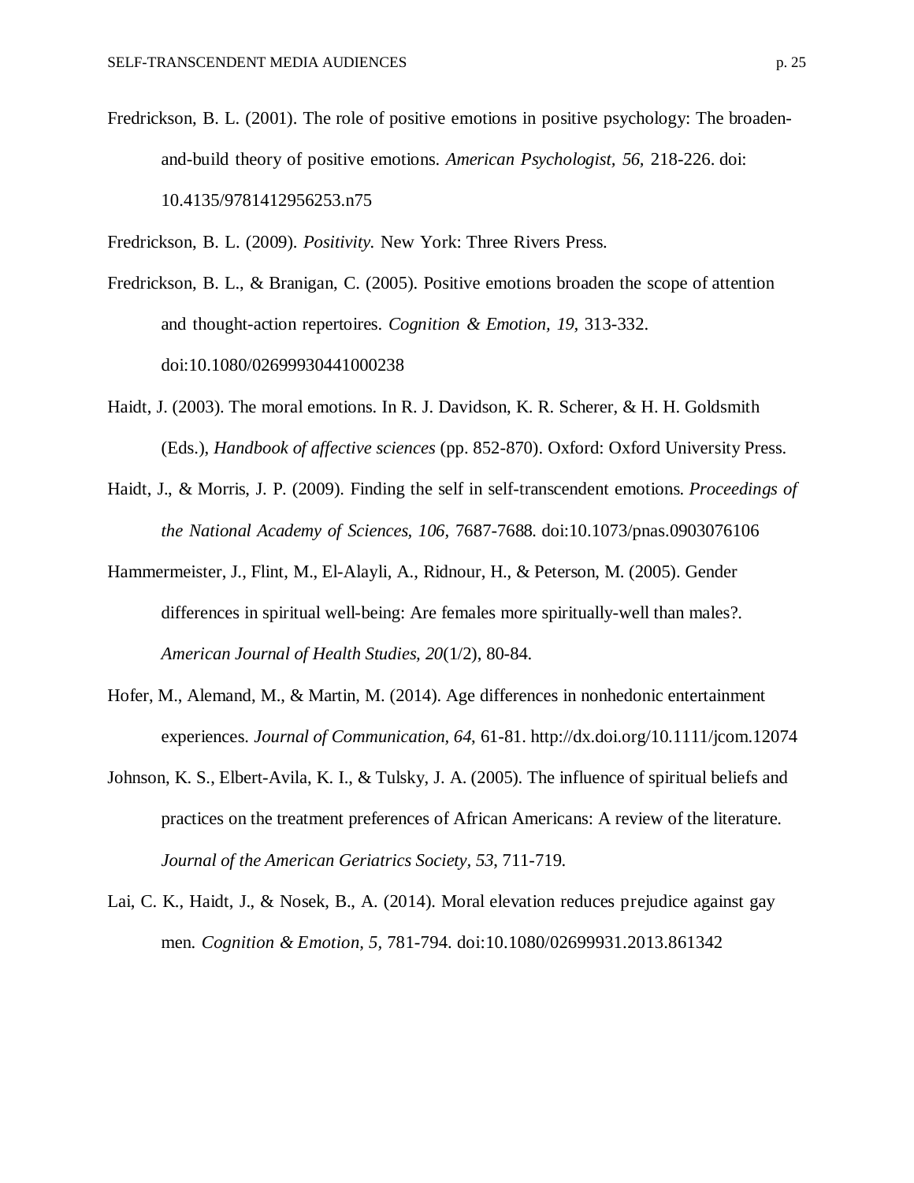Fredrickson, B. L. (2001). The role of positive emotions in positive psychology: The broaden-and-build theory of positive emotions. *American Psychologist, 56,* 218-226. doi: 10.4135/9781412956253.n75

Fredrickson, B. L. (2009). *Positivity.* New York: Three Rivers Press.

Fredrickson, B. L., & Branigan, C. (2005). Positive emotions broaden the scope of attention and thought-action repertoires. *Cognition & Emotion, 19,* 313-332. doi:10.1080/02699930441000238

Haidt, J. (2003). The moral emotions. In R. J. Davidson, K. R. Scherer, & H. H. Goldsmith (Eds.), *Handbook of affective sciences* (pp. 852-870). Oxford: Oxford University Press.

Haidt, J., & Morris, J. P. (2009). Finding the self in self-transcendent emotions. *Proceedings of the National Academy of Sciences, 106,* 7687-7688. doi:10.1073/pnas.0903076106

Hammermeister, J., Flint, M., El-Alayli, A., Ridnour, H., & Peterson, M. (2005). Gender differences in spiritual well-being: Are females more spiritually-well than males?. *American Journal of Health Studies, 20*(1/2), 80-84.

Hofer, M., Alemand, M., & Martin, M. (2014). Age differences in nonhedonic entertainment experiences. *Journal of Communication, 64,* 61-81. http://dx.doi.org/10.1111/jcom.12074

Johnson, K. S., Elbert-Avila, K. I., & Tulsky, J. A. (2005). The influence of spiritual beliefs and practices on the treatment preferences of African Americans: A review of the literature. *Journal of the American Geriatrics Society, 53,* 711-719.

Lai, C. K., Haidt, J., & Nosek, B., A. (2014). Moral elevation reduces prejudice against gay men. *Cognition & Emotion, 5,* 781-794. doi:10.1080/02699931.2013.861342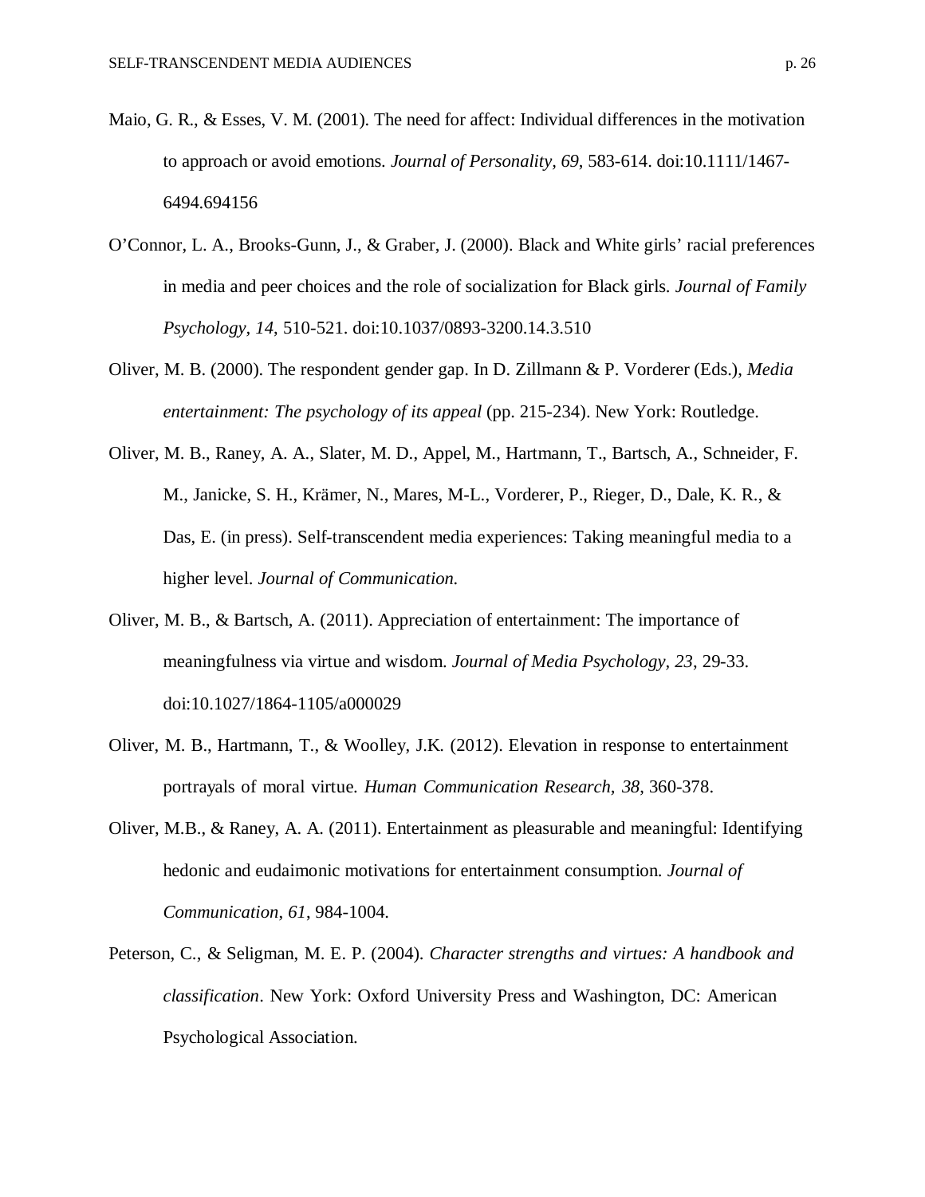Maio, G. R., & Esses, V. M. (2001). The need for affect: Individual differences in the motivation to approach or avoid emotions. *Journal of Personality, 69*, 583-614. doi:10.1111/1467-6494.694156

O'Connor, L. A., Brooks-Gunn, J., & Graber, J. (2000). Black and White girls' racial preferences in media and peer choices and the role of socialization for Black girls. *Journal of Family Psychology, 14*, 510-521. doi:10.1037/0893-3200.14.3.510

Oliver, M. B. (2000). The respondent gender gap. In D. Zillmann & P. Vorderer (Eds.), *Media entertainment: The psychology of its appeal* (pp. 215-234). New York: Routledge.

Oliver, M. B., Raney, A. A., Slater, M. D., Appel, M., Hartmann, T., Bartsch, A., Schneider, F. M., Janicke, S. H., Krämer, N., Mares, M-L., Vorderer, P., Rieger, D., Dale, K. R., & Das, E. (in press). Self-transcendent media experiences: Taking meaningful media to a higher level. *Journal of Communication.*

Oliver, M. B., & Bartsch, A. (2011). Appreciation of entertainment: The importance of meaningfulness via virtue and wisdom. *Journal of Media Psychology, 23*, 29-33. doi:10.1027/1864-1105/a000029

Oliver, M. B., Hartmann, T., & Woolley, J.K. (2012). Elevation in response to entertainment portrayals of moral virtue. *Human Communication Research, 38*, 360-378.

Oliver, M.B., & Raney, A. A. (2011). Entertainment as pleasurable and meaningful: Identifying hedonic and eudaimonic motivations for entertainment consumption. *Journal of Communication, 61*, 984-1004.

Peterson, C., & Seligman, M. E. P. (2004). *Character strengths and virtues: A handbook and classification*. New York: Oxford University Press and Washington, DC: American Psychological Association.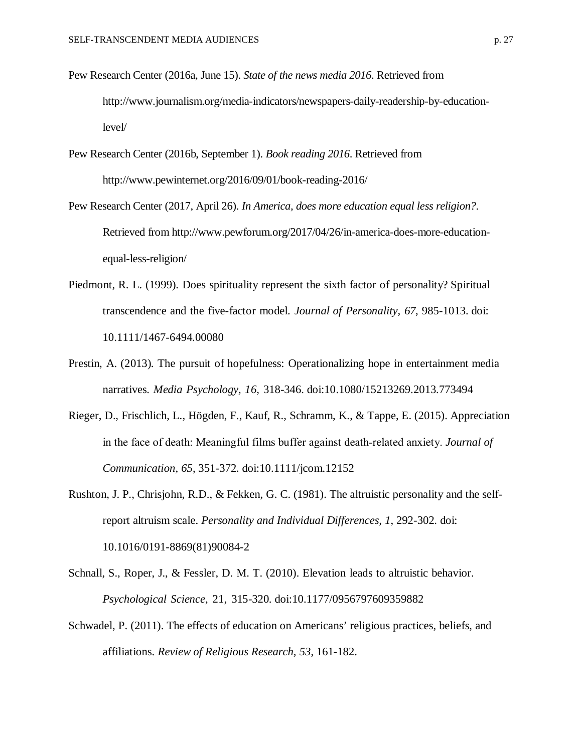Pew Research Center (2016a, June 15). *State of the news media 2016*. Retrieved from http://www.journalism.org/media-indicators/newspapers-daily-readership-by-education-level/

Pew Research Center (2016b, September 1). *Book reading 2016*. Retrieved from http://www.pewinternet.org/2016/09/01/book-reading-2016/

Pew Research Center (2017, April 26). *In America, does more education equal less religion?*. Retrieved from http://www.pewforum.org/2017/04/26/in-america-does-more-education-equal-less-religion/

Piedmont, R. L. (1999). Does spirituality represent the sixth factor of personality? Spiritual transcendence and the five-factor model. *Journal of Personality, 67*, 985-1013. doi: 10.1111/1467-6494.00080

Prestin, A. (2013). The pursuit of hopefulness: Operationalizing hope in entertainment media narratives. *Media Psychology, 16*, 318-346. doi:10.1080/15213269.2013.773494

Rieger, D., Frischlich, L., Högden, F., Kauf, R., Schramm, K., & Tappe, E. (2015). Appreciation in the face of death: Meaningful films buffer against death-related anxiety. *Journal of Communication, 65*, 351-372. doi:10.1111/jcom.12152

Rushton, J. P., Chrisjohn, R.D., & Fekken, G. C. (1981). The altruistic personality and the self-report altruism scale. *Personality and Individual Differences, 1*, 292-302. doi: 10.1016/0191-8869(81)90084-2

Schnall, S., Roper, J., & Fessler, D. M. T. (2010). Elevation leads to altruistic behavior. *Psychological Science*, 21, 315-320. doi:10.1177/0956797609359882

Schwadel, P. (2011). The effects of education on Americans' religious practices, beliefs, and affiliations. *Review of Religious Research, 53*, 161-182.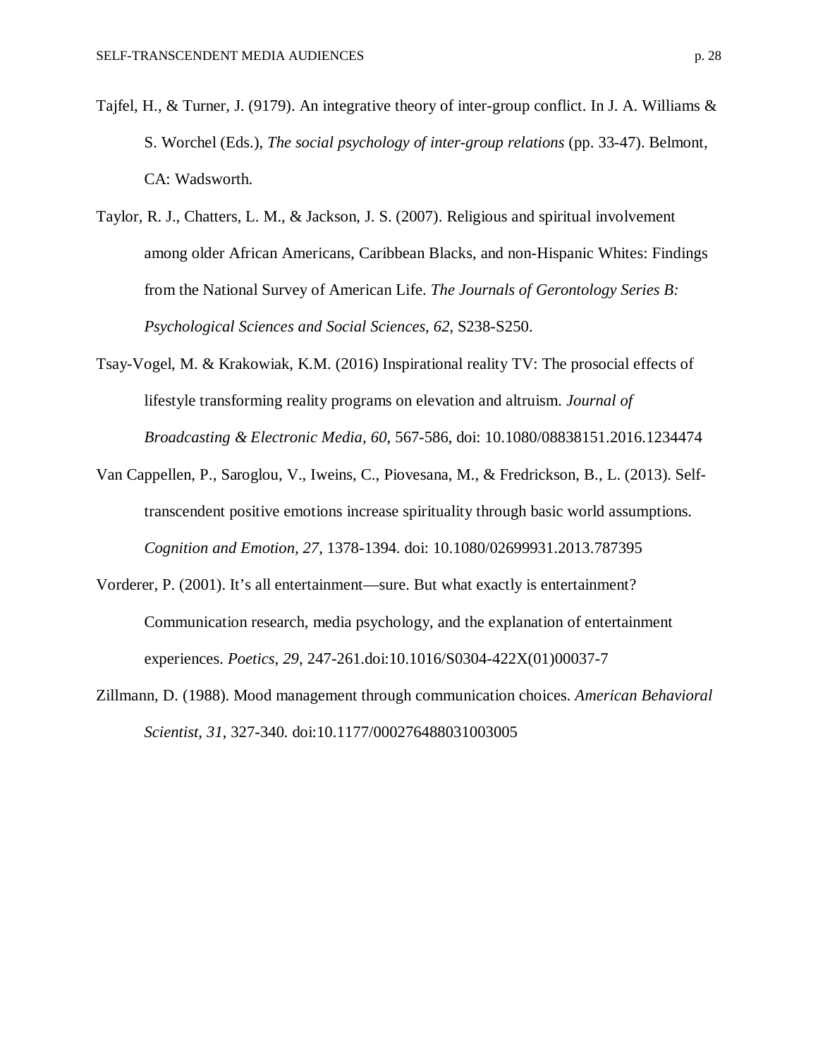Tajfel, H., & Turner, J. (9179). An integrative theory of inter-group conflict. In J. A. Williams & S. Worchel (Eds.), *The social psychology of inter-group relations* (pp. 33-47). Belmont, CA: Wadsworth.

Taylor, R. J., Chatters, L. M., & Jackson, J. S. (2007). Religious and spiritual involvement among older African Americans, Caribbean Blacks, and non-Hispanic Whites: Findings from the National Survey of American Life. *The Journals of Gerontology Series B: Psychological Sciences and Social Sciences, 62*, S238-S250.

Tsay-Vogel, M. & Krakowiak, K.M. (2016) Inspirational reality TV: The prosocial effects of lifestyle transforming reality programs on elevation and altruism. *Journal of Broadcasting & Electronic Media, 60*, 567-586, doi: 10.1080/08838151.2016.1234474

Van Cappellen, P., Saroglou, V., Iweins, C., Piovesana, M., & Fredrickson, B., L. (2013). Self-transcendent positive emotions increase spirituality through basic world assumptions. *Cognition and Emotion, 27*, 1378-1394. doi: 10.1080/02699931.2013.787395

Vorderer, P. (2001). It's all entertainment—sure. But what exactly is entertainment? Communication research, media psychology, and the explanation of entertainment experiences. *Poetics, 29*, 247-261.doi:10.1016/S0304-422X(01)00037-7

Zillmann, D. (1988). Mood management through communication choices. *American Behavioral Scientist, 31*, 327-340. doi:10.1177/000276488031003005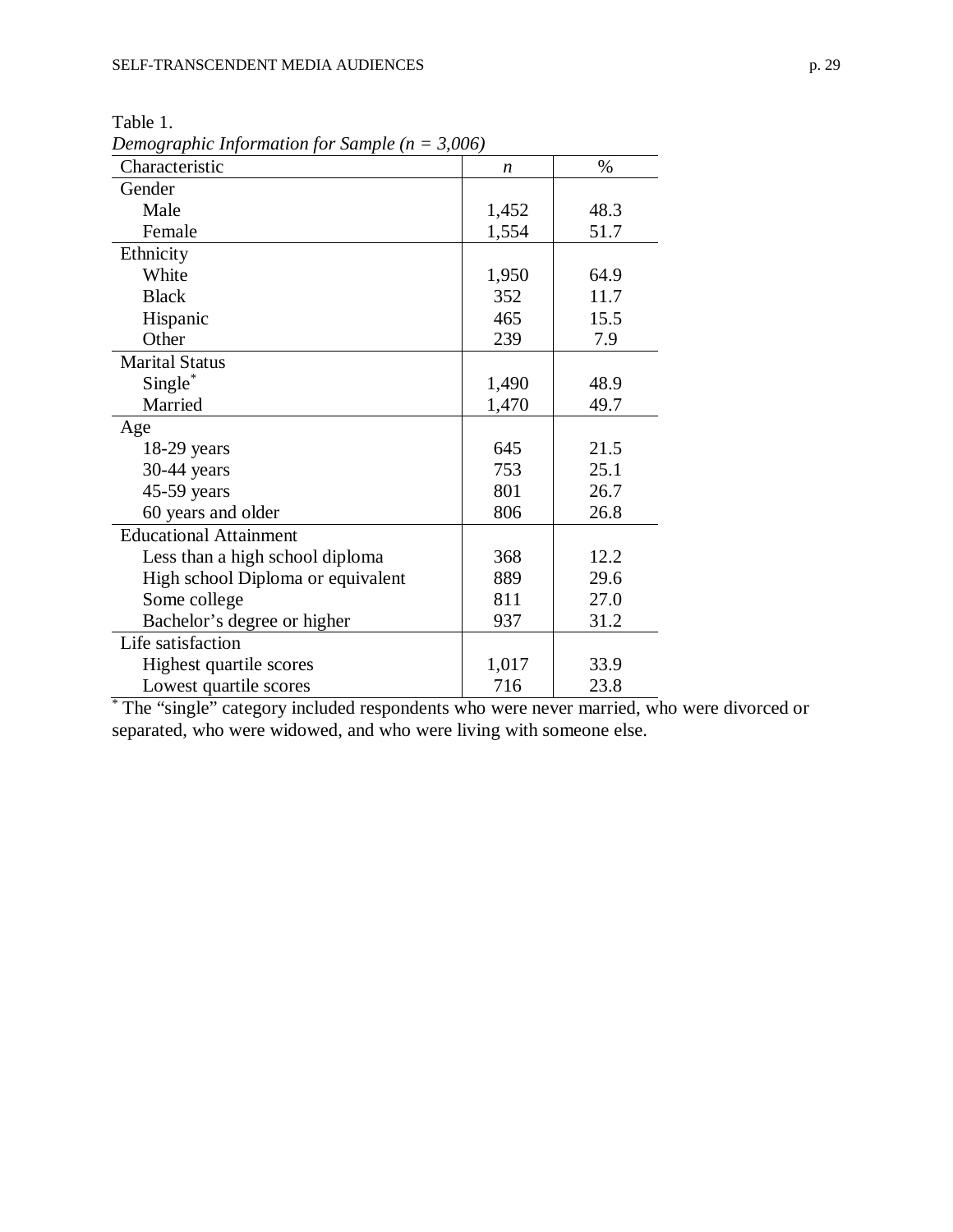Table 1.

*Demographic Information for Sample (n = 3,006)*

| Characteristic | *n* | % |
|---|---|---|
| Gender | | |
| Male | 1,452 | 48.3 |
| Female | 1,554 | 51.7 |
| Ethnicity | | |
| White | 1,950 | 64.9 |
| Black | 352 | 11.7 |
| Hispanic | 465 | 15.5 |
| Other | 239 | 7.9 |
| Marital Status | | |
| Single* | 1,490 | 48.9 |
| Married | 1,470 | 49.7 |
| Age | | |
| 18-29 years | 645 | 21.5 |
| 30-44 years | 753 | 25.1 |
| 45-59 years | 801 | 26.7 |
| 60 years and older | 806 | 26.8 |
| Educational Attainment | | |
| Less than a high school diploma | 368 | 12.2 |
| High school Diploma or equivalent | 889 | 29.6 |
| Some college | 811 | 27.0 |
| Bachelor's degree or higher | 937 | 31.2 |
| Life satisfaction | | |
| Highest quartile scores | 1,017 | 33.9 |
| Lowest quartile scores | 716 | 23.8 |

* The "single" category included respondents who were never married, who were divorced or separated, who were widowed, and who were living with someone else.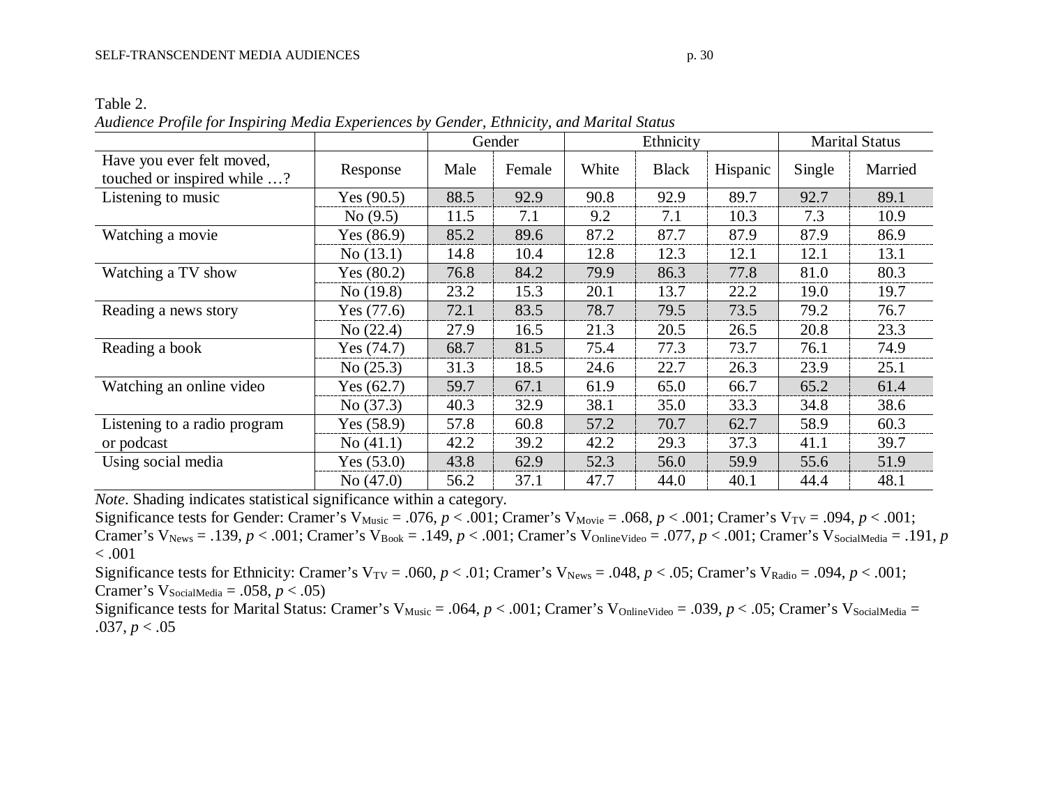Table 2.

*Audience Profile for Inspiring Media Experiences by Gender, Ethnicity, and Marital Status*

| | | Gender | | Ethnicity | | | Marital Status | |
|---|---|---|---|---|---|---|---|---|
| Have you ever felt moved, touched or inspired while …? | Response | Male | Female | White | Black | Hispanic | Single | Married |
| Listening to music | Yes (90.5) | 88.5 | 92.9 | 90.8 | 92.9 | 89.7 | 92.7 | 89.1 |
| | No (9.5) | 11.5 | 7.1 | 9.2 | 7.1 | 10.3 | 7.3 | 10.9 |
| Watching a movie | Yes (86.9) | 85.2 | 89.6 | 87.2 | 87.7 | 87.9 | 87.9 | 86.9 |
| | No (13.1) | 14.8 | 10.4 | 12.8 | 12.3 | 12.1 | 12.1 | 13.1 |
| Watching a TV show | Yes (80.2) | 76.8 | 84.2 | 79.9 | 86.3 | 77.8 | 81.0 | 80.3 |
| | No (19.8) | 23.2 | 15.3 | 20.1 | 13.7 | 22.2 | 19.0 | 19.7 |
| Reading a news story | Yes (77.6) | 72.1 | 83.5 | 78.7 | 79.5 | 73.5 | 79.2 | 76.7 |
| | No (22.4) | 27.9 | 16.5 | 21.3 | 20.5 | 26.5 | 20.8 | 23.3 |
| Reading a book | Yes (74.7) | 68.7 | 81.5 | 75.4 | 77.3 | 73.7 | 76.1 | 74.9 |
| | No (25.3) | 31.3 | 18.5 | 24.6 | 22.7 | 26.3 | 23.9 | 25.1 |
| Watching an online video | Yes (62.7) | 59.7 | 67.1 | 61.9 | 65.0 | 66.7 | 65.2 | 61.4 |
| | No (37.3) | 40.3 | 32.9 | 38.1 | 35.0 | 33.3 | 34.8 | 38.6 |
| Listening to a radio program or podcast | Yes (58.9) | 57.8 | 60.8 | 57.2 | 70.7 | 62.7 | 58.9 | 60.3 |
| | No (41.1) | 42.2 | 39.2 | 42.2 | 29.3 | 37.3 | 41.1 | 39.7 |
| Using social media | Yes (53.0) | 43.8 | 62.9 | 52.3 | 56.0 | 59.9 | 55.6 | 51.9 |
| | No (47.0) | 56.2 | 37.1 | 47.7 | 44.0 | 40.1 | 44.4 | 48.1 |

*Note*. Shading indicates statistical significance within a category.

Significance tests for Gender: Cramer's $V_{Music} = .076$, $p < .001$; Cramer's $V_{Movie} = .068$, $p < .001$; Cramer's $V_{TV} = .094$, $p < .001$; Cramer's $V_{News} = .139$, $p < .001$; Cramer's $V_{Book} = .149$, $p < .001$; Cramer's $V_{OnlineVideo} = .077$, $p < .001$; Cramer's $V_{SocialMedia} = .191$, $p < .001$

Significance tests for Ethnicity: Cramer's $V_{TV} = .060$, $p < .01$; Cramer's $V_{News} = .048$, $p < .05$; Cramer's $V_{Radio} = .094$, $p < .001$; Cramer's $V_{SocialMedia} = .058$, $p < .05$)

Significance tests for Marital Status: Cramer's $V_{Music} = .064$, $p < .001$; Cramer's $V_{OnlineVideo} = .039$, $p < .05$; Cramer's $V_{SocialMedia} = .037$, $p < .05$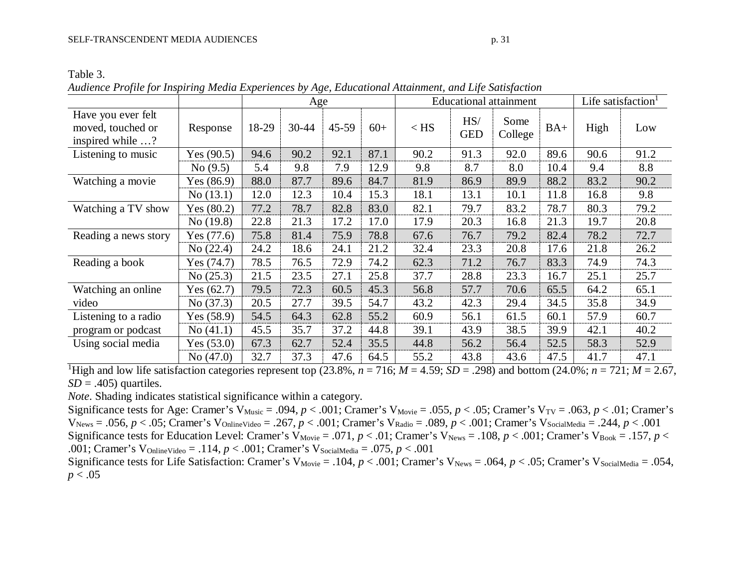Table 3.

*Audience Profile for Inspiring Media Experiences by Age, Educational Attainment, and Life Satisfaction*

| | | Age | | | | Educational attainment | | | | Life satisfaction[1] | |
|---|---|---|---|---|---|---|---|---|---|---|---|
| Have you ever felt moved, touched or inspired while …? | Response | 18-29 | 30-44 | 45-59 | 60+ | < HS | HS/ GED | Some College | BA+ | High | Low |
| Listening to music | Yes (90.5) | 94.6 | 90.2 | 92.1 | 87.1 | 90.2 | 91.3 | 92.0 | 89.6 | 90.6 | 91.2 |
| | No (9.5) | 5.4 | 9.8 | 7.9 | 12.9 | 9.8 | 8.7 | 8.0 | 10.4 | 9.4 | 8.8 |
| Watching a movie | Yes (86.9) | 88.0 | 87.7 | 89.6 | 84.7 | 81.9 | 86.9 | 89.9 | 88.2 | 83.2 | 90.2 |
| | No (13.1) | 12.0 | 12.3 | 10.4 | 15.3 | 18.1 | 13.1 | 10.1 | 11.8 | 16.8 | 9.8 |
| Watching a TV show | Yes (80.2) | 77.2 | 78.7 | 82.8 | 83.0 | 82.1 | 79.7 | 83.2 | 78.7 | 80.3 | 79.2 |
| | No (19.8) | 22.8 | 21.3 | 17.2 | 17.0 | 17.9 | 20.3 | 16.8 | 21.3 | 19.7 | 20.8 |
| Reading a news story | Yes (77.6) | 75.8 | 81.4 | 75.9 | 78.8 | 67.6 | 76.7 | 79.2 | 82.4 | 78.2 | 72.7 |
| | No (22.4) | 24.2 | 18.6 | 24.1 | 21.2 | 32.4 | 23.3 | 20.8 | 17.6 | 21.8 | 26.2 |
| Reading a book | Yes (74.7) | 78.5 | 76.5 | 72.9 | 74.2 | 62.3 | 71.2 | 76.7 | 83.3 | 74.9 | 74.3 |
| | No (25.3) | 21.5 | 23.5 | 27.1 | 25.8 | 37.7 | 28.8 | 23.3 | 16.7 | 25.1 | 25.7 |
| Watching an online video | Yes (62.7) | 79.5 | 72.3 | 60.5 | 45.3 | 56.8 | 57.7 | 70.6 | 65.5 | 64.2 | 65.1 |
| | No (37.3) | 20.5 | 27.7 | 39.5 | 54.7 | 43.2 | 42.3 | 29.4 | 34.5 | 35.8 | 34.9 |
| Listening to a radio program or podcast | Yes (58.9) | 54.5 | 64.3 | 62.8 | 55.2 | 60.9 | 56.1 | 61.5 | 60.1 | 57.9 | 60.7 |
| | No (41.1) | 45.5 | 35.7 | 37.2 | 44.8 | 39.1 | 43.9 | 38.5 | 39.9 | 42.1 | 40.2 |
| Using social media | Yes (53.0) | 67.3 | 62.7 | 52.4 | 35.5 | 44.8 | 56.2 | 56.4 | 52.5 | 58.3 | 52.9 |
| | No (47.0) | 32.7 | 37.3 | 47.6 | 64.5 | 55.2 | 43.8 | 43.6 | 47.5 | 41.7 | 47.1 |

[1]High and low life satisfaction categories represent top (23.8%, $n$ = 716; $M$ = 4.59; $SD$ = .298) and bottom (24.0%; $n$ = 721; $M$ = 2.67, $SD$ = .405) quartiles.

*Note*. Shading indicates statistical significance within a category.

Significance tests for Age: Cramer's $V_{Music}$ = .094, $p$ < .001; Cramer's $V_{Movie}$ = .055, $p$ < .05; Cramer's $V_{TV}$ = .063, $p$ < .01; Cramer's $V_{News}$ = .056, $p$ < .05; Cramer's $V_{OnlineVideo}$ = .267, $p$ < .001; Cramer's $V_{Radio}$ = .089, $p$ < .001; Cramer's $V_{SocialMedia}$ = .244, $p$ < .001

Significance tests for Education Level: Cramer's $V_{Movie}$ = .071, $p$ < .01; Cramer's $V_{News}$ = .108, $p$ < .001; Cramer's $V_{Book}$ = .157, $p$ < .001; Cramer's $V_{OnlineVideo}$ = .114, $p$ < .001; Cramer's $V_{SocialMedia}$ = .075, $p$ < .001

Significance tests for Life Satisfaction: Cramer's $V_{Movie}$ = .104, $p$ < .001; Cramer's $V_{News}$ = .064, $p$ < .05; Cramer's $V_{SocialMedia}$ = .054, $p$ < .05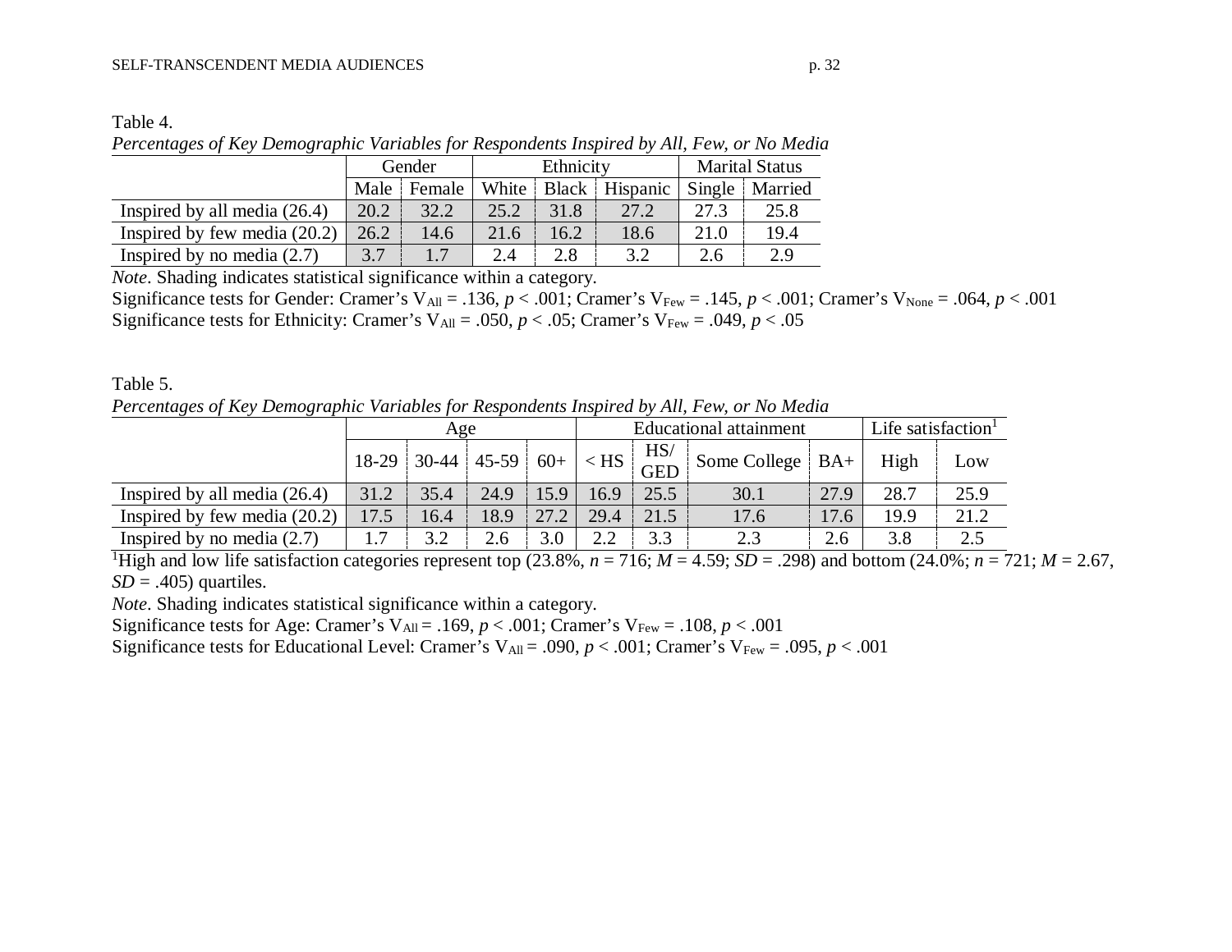Table 4.

*Percentages of Key Demographic Variables for Respondents Inspired by All, Few, or No Media*

| | Gender | | Ethnicity | | | Marital Status | |
|---|---|---|---|---|---|---|---|
| | Male | Female | White | Black | Hispanic | Single | Married |
| Inspired by all media (26.4) | 20.2 | 32.2 | 25.2 | 31.8 | 27.2 | 27.3 | 25.8 |
| Inspired by few media (20.2) | 26.2 | 14.6 | 21.6 | 16.2 | 18.6 | 21.0 | 19.4 |
| Inspired by no media (2.7) | 3.7 | 1.7 | 2.4 | 2.8 | 3.2 | 2.6 | 2.9 |

*Note*. Shading indicates statistical significance within a category.

Significance tests for Gender: Cramer's $V_{All} = .136$, $p < .001$; Cramer's $V_{Few} = .145$, $p < .001$; Cramer's $V_{None} = .064$, $p < .001$

Significance tests for Ethnicity: Cramer's $V_{All} = .050$, $p < .05$; Cramer's $V_{Few} = .049$, $p < .05$

Table 5.

*Percentages of Key Demographic Variables for Respondents Inspired by All, Few, or No Media*

| | Age | | | | Educational attainment | | | | Life satisfaction[1] | |
|---|---|---|---|---|---|---|---|---|---|---|
| | 18-29 | 30-44 | 45-59 | 60+ | < HS | HS/ GED | Some College | BA+ | High | Low |
| Inspired by all media (26.4) | 31.2 | 35.4 | 24.9 | 15.9 | 16.9 | 25.5 | 30.1 | 27.9 | 28.7 | 25.9 |
| Inspired by few media (20.2) | 17.5 | 16.4 | 18.9 | 27.2 | 29.4 | 21.5 | 17.6 | 17.6 | 19.9 | 21.2 |
| Inspired by no media (2.7) | 1.7 | 3.2 | 2.6 | 3.0 | 2.2 | 3.3 | 2.3 | 2.6 | 3.8 | 2.5 |

[1]High and low life satisfaction categories represent top (23.8%, $n = 716$; $M = 4.59$; $SD = .298$) and bottom (24.0%; $n = 721$; $M = 2.67$, $SD = .405$) quartiles.

*Note*. Shading indicates statistical significance within a category.

Significance tests for Age: Cramer's $V_{All} = .169$, $p < .001$; Cramer's $V_{Few} = .108$, $p < .001$

Significance tests for Educational Level: Cramer's $V_{All} = .090$, $p < .001$; Cramer's $V_{Few} = .095$, $p < .001$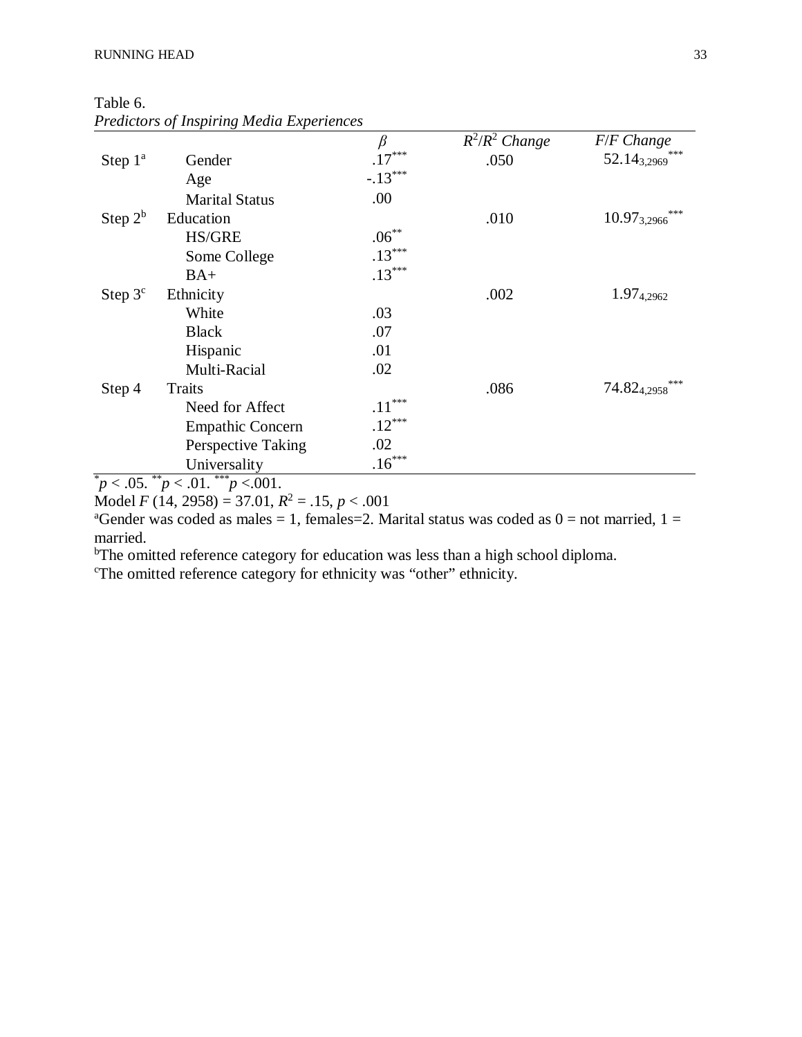Table 6.
*Predictors of Inspiring Media Experiences*

| | | $\beta$ | $R^2/R^2$ *Change* | *F/F Change* |
|---|---|---|---|---|
| Step 1[a] | Gender | $.17^{***}$ | .050 | $52.14_{3,2969}^{***}$ |
| | Age | $-.13^{***}$ | | |
| | Marital Status | .00 | | |
| Step 2[b] | Education | | .010 | $10.97_{3,2966}^{***}$ |
| | HS/GRE | $.06^{**}$ | | |
| | Some College | $.13^{***}$ | | |
| | BA+ | $.13^{***}$ | | |
| Step 3[c] | Ethnicity | | .002 | $1.97_{4,2962}$ |
| | White | .03 | | |
| | Black | .07 | | |
| | Hispanic | .01 | | |
| | Multi-Racial | .02 | | |
| Step 4 | Traits | | .086 | $74.82_{4,2958}^{***}$ |
| | Need for Affect | $.11^{***}$ | | |
| | Empathic Concern | $.12^{***}$ | | |
| | Perspective Taking | .02 | | |
| | Universality | $.16^{***}$ | | |

$^{*}p < .05$. $^{**}p < .01$. $^{***}p < .001$.

Model $F$ (14, 2958) = 37.01, $R^2 = .15$, $p < .001$

[a]Gender was coded as males = 1, females=2. Marital status was coded as 0 = not married, 1 = married.

[b]The omitted reference category for education was less than a high school diploma.

[c]The omitted reference category for ethnicity was “other” ethnicity.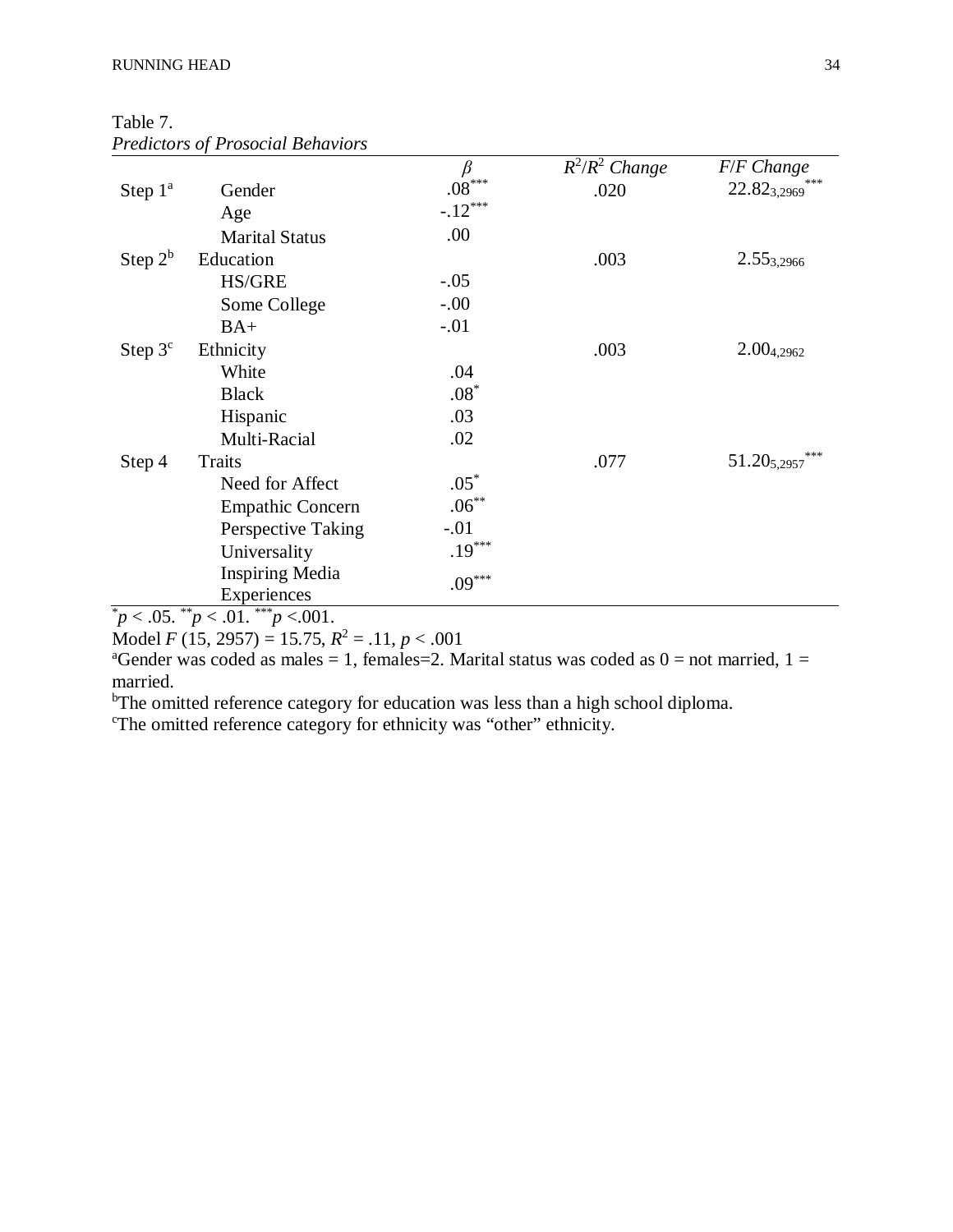Table 7.

*Predictors of Prosocial Behaviors*

| | | $\beta$ | $R^2$/$R^2$ *Change* | *F*/*F Change* |
|---|---|---|---|---|
| Step 1[a] | Gender | $.08^{***}$ | .020 | $22.82_{3,2969}^{***}$ |
| | Age | $-.12^{***}$ | | |
| | Marital Status | .00 | | |
| Step 2[b] | Education | | .003 | $2.55_{3,2966}$ |
| | HS/GRE | -.05 | | |
| | Some College | -.00 | | |
| | BA+ | -.01 | | |
| Step 3[c] | Ethnicity | | .003 | $2.00_{4,2962}$ |
| | White | .04 | | |
| | Black | $.08^{*}$ | | |
| | Hispanic | .03 | | |
| | Multi-Racial | .02 | | |
| Step 4 | Traits | | .077 | $51.20_{5,2957}^{***}$ |
| | Need for Affect | $.05^{*}$ | | |
| | Empathic Concern | $.06^{**}$ | | |
| | Perspective Taking | -.01 | | |
| | Universality | $.19^{***}$ | | |
| | Inspiring Media Experiences | $.09^{***}$ | | |

$^{*}p < .05$. $^{**}p < .01$. $^{***}p < .001$.

Model $F$ (15, 2957) = 15.75, $R^2 = .11$, $p < .001$

[a]Gender was coded as males = 1, females=2. Marital status was coded as 0 = not married, 1 = married.

[b]The omitted reference category for education was less than a high school diploma.

[c]The omitted reference category for ethnicity was "other" ethnicity.